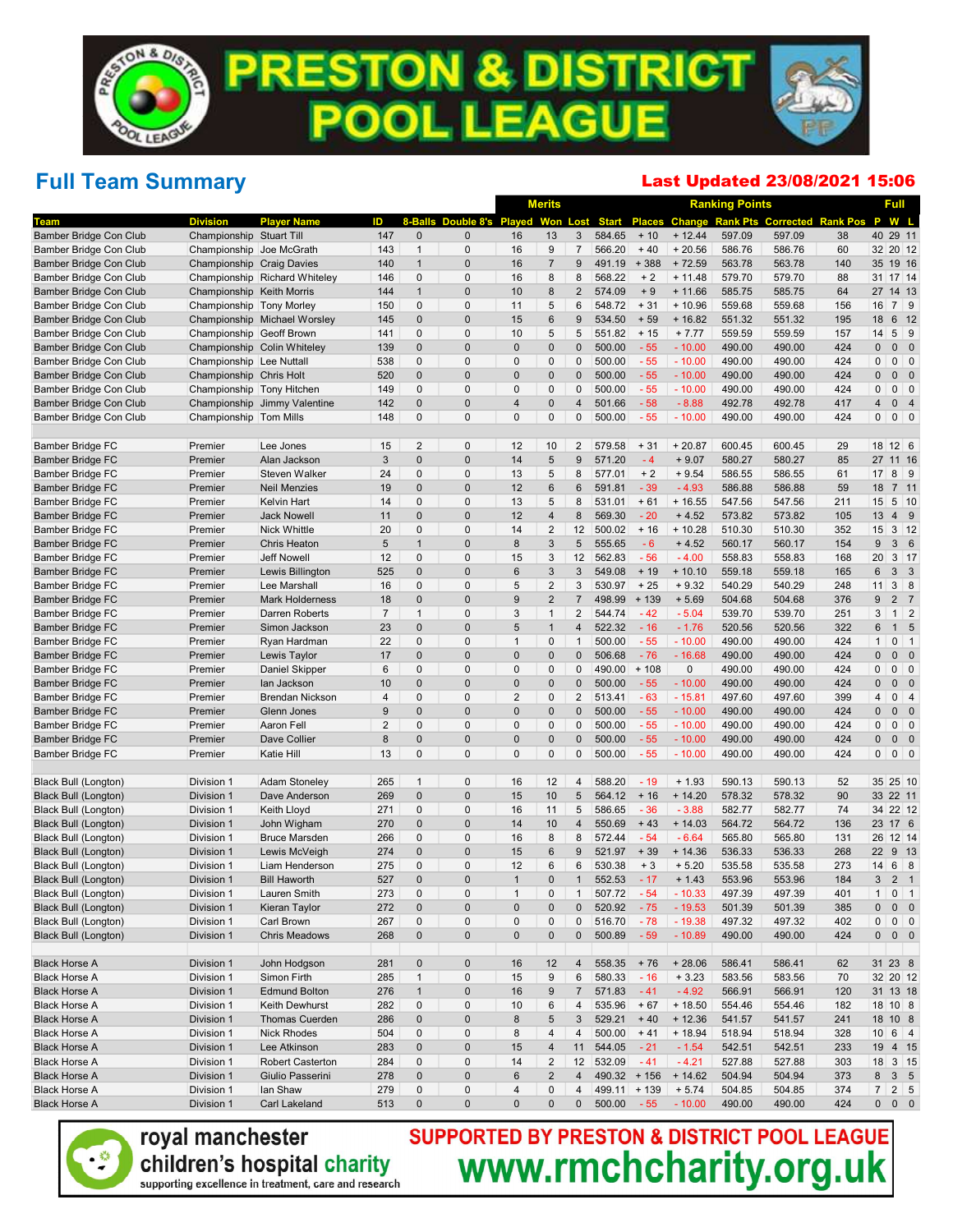# PRESTON & DISTRICT POOL LEAGUE

## Full Team Summary

**Last Updated 23/08/2021 15:06**

| Team | Division | Player Name | ID | 8-Balls | Double 8's | Played | Won | Lost | Start | Places | Change | Rank Pts | Corrected | Rank Pos | P | W | L |
|---|---|---|---|---|---|---|---|---|---|---|---|---|---|---|---|---|---|
| | | | | | | | Merits | | | | Ranking Points | | | | Full | | |
| Bamber Bridge Con Club | Championship | Stuart Till | 147 | 0 | 0 | 16 | 13 | 3 | 584.65 | + 10 | + 12.44 | 597.09 | 597.09 | 38 | 40 | 29 | 11 |
| Bamber Bridge Con Club | Championship | Joe McGrath | 143 | 1 | 0 | 16 | 9 | 7 | 566.20 | + 40 | + 20.56 | 586.76 | 586.76 | 60 | 32 | 20 | 12 |
| Bamber Bridge Con Club | Championship | Craig Davies | 140 | 1 | 0 | 16 | 7 | 9 | 491.19 | + 388 | + 72.59 | 563.78 | 563.78 | 140 | 35 | 19 | 16 |
| Bamber Bridge Con Club | Championship | Richard Whiteley | 146 | 0 | 0 | 16 | 8 | 8 | 568.22 | + 2 | + 11.48 | 579.70 | 579.70 | 88 | 31 | 17 | 14 |
| Bamber Bridge Con Club | Championship | Keith Morris | 144 | 1 | 0 | 10 | 8 | 2 | 574.09 | + 9 | + 11.66 | 585.75 | 585.75 | 64 | 27 | 14 | 13 |
| Bamber Bridge Con Club | Championship | Tony Morley | 150 | 0 | 0 | 11 | 5 | 6 | 548.72 | + 31 | + 10.96 | 559.68 | 559.68 | 156 | 16 | 7 | 9 |
| Bamber Bridge Con Club | Championship | Michael Worsley | 145 | 0 | 0 | 15 | 6 | 9 | 534.50 | + 59 | + 16.82 | 551.32 | 551.32 | 195 | 18 | 6 | 12 |
| Bamber Bridge Con Club | Championship | Geoff Brown | 141 | 0 | 0 | 10 | 5 | 5 | 551.82 | + 15 | + 7.77 | 559.59 | 559.59 | 157 | 14 | 5 | 9 |
| Bamber Bridge Con Club | Championship | Colin Whiteley | 139 | 0 | 0 | 0 | 0 | 0 | 500.00 | - 55 | - 10.00 | 490.00 | 490.00 | 424 | 0 | 0 | 0 |
| Bamber Bridge Con Club | Championship | Lee Nuttall | 538 | 0 | 0 | 0 | 0 | 0 | 500.00 | - 55 | - 10.00 | 490.00 | 490.00 | 424 | 0 | 0 | 0 |
| Bamber Bridge Con Club | Championship | Chris Holt | 520 | 0 | 0 | 0 | 0 | 0 | 500.00 | - 55 | - 10.00 | 490.00 | 490.00 | 424 | 0 | 0 | 0 |
| Bamber Bridge Con Club | Championship | Tony Hitchen | 149 | 0 | 0 | 0 | 0 | 0 | 500.00 | - 55 | - 10.00 | 490.00 | 490.00 | 424 | 0 | 0 | 0 |
| Bamber Bridge Con Club | Championship | Jimmy Valentine | 142 | 0 | 0 | 4 | 0 | 4 | 501.66 | - 58 | - 8.88 | 492.78 | 492.78 | 417 | 4 | 0 | 4 |
| Bamber Bridge Con Club | Championship | Tom Mills | 148 | 0 | 0 | 0 | 0 | 0 | 500.00 | - 55 | - 10.00 | 490.00 | 490.00 | 424 | 0 | 0 | 0 |
| | | | | | | | | | | | | | | | | | |
| Bamber Bridge FC | Premier | Lee Jones | 15 | 2 | 0 | 12 | 10 | 2 | 579.58 | + 31 | + 20.87 | 600.45 | 600.45 | 29 | 18 | 12 | 6 |
| Bamber Bridge FC | Premier | Alan Jackson | 3 | 0 | 0 | 14 | 5 | 9 | 571.20 | - 4 | + 9.07 | 580.27 | 580.27 | 85 | 27 | 11 | 16 |
| Bamber Bridge FC | Premier | Steven Walker | 24 | 0 | 0 | 13 | 5 | 8 | 577.01 | + 2 | + 9.54 | 586.55 | 586.55 | 61 | 17 | 8 | 9 |
| Bamber Bridge FC | Premier | Neil Menzies | 19 | 0 | 0 | 12 | 6 | 6 | 591.81 | - 39 | - 4.93 | 586.88 | 586.88 | 59 | 18 | 7 | 11 |
| Bamber Bridge FC | Premier | Kelvin Hart | 14 | 0 | 0 | 13 | 5 | 8 | 531.01 | + 61 | + 16.55 | 547.56 | 547.56 | 211 | 15 | 5 | 10 |
| Bamber Bridge FC | Premier | Jack Nowell | 11 | 0 | 0 | 12 | 4 | 8 | 569.30 | - 20 | + 4.52 | 573.82 | 573.82 | 105 | 13 | 4 | 9 |
| Bamber Bridge FC | Premier | Nick Whittle | 20 | 0 | 0 | 14 | 2 | 12 | 500.02 | + 16 | + 10.28 | 510.30 | 510.30 | 352 | 15 | 3 | 12 |
| Bamber Bridge FC | Premier | Chris Heaton | 5 | 1 | 0 | 8 | 3 | 5 | 555.65 | - 6 | + 4.52 | 560.17 | 560.17 | 154 | 9 | 3 | 6 |
| Bamber Bridge FC | Premier | Jeff Nowell | 12 | 0 | 0 | 15 | 3 | 12 | 562.83 | - 56 | - 4.00 | 558.83 | 558.83 | 168 | 20 | 3 | 17 |
| Bamber Bridge FC | Premier | Lewis Billington | 525 | 0 | 0 | 6 | 3 | 3 | 549.08 | + 19 | + 10.10 | 559.18 | 559.18 | 165 | 6 | 3 | 3 |
| Bamber Bridge FC | Premier | Lee Marshall | 16 | 0 | 0 | 5 | 2 | 3 | 530.97 | + 25 | + 9.32 | 540.29 | 540.29 | 248 | 11 | 3 | 8 |
| Bamber Bridge FC | Premier | Mark Holderness | 18 | 0 | 0 | 9 | 2 | 7 | 498.99 | + 139 | + 5.69 | 504.68 | 504.68 | 376 | 9 | 2 | 7 |
| Bamber Bridge FC | Premier | Darren Roberts | 7 | 1 | 0 | 3 | 1 | 2 | 544.74 | - 42 | - 5.04 | 539.70 | 539.70 | 251 | 3 | 1 | 2 |
| Bamber Bridge FC | Premier | Simon Jackson | 23 | 0 | 0 | 5 | 1 | 4 | 522.32 | - 16 | - 1.76 | 520.56 | 520.56 | 322 | 6 | 1 | 5 |
| Bamber Bridge FC | Premier | Ryan Hardman | 22 | 0 | 0 | 1 | 0 | 1 | 500.00 | - 55 | - 10.00 | 490.00 | 490.00 | 424 | 1 | 0 | 1 |
| Bamber Bridge FC | Premier | Lewis Taylor | 17 | 0 | 0 | 0 | 0 | 0 | 506.68 | - 76 | - 16.68 | 490.00 | 490.00 | 424 | 0 | 0 | 0 |
| Bamber Bridge FC | Premier | Daniel Skipper | 6 | 0 | 0 | 0 | 0 | 0 | 490.00 | + 108 | 0 | 490.00 | 490.00 | 424 | 0 | 0 | 0 |
| Bamber Bridge FC | Premier | Ian Jackson | 10 | 0 | 0 | 0 | 0 | 0 | 500.00 | - 55 | - 10.00 | 490.00 | 490.00 | 424 | 0 | 0 | 0 |
| Bamber Bridge FC | Premier | Brendan Nickson | 4 | 0 | 0 | 2 | 0 | 2 | 513.41 | - 63 | - 15.81 | 497.60 | 497.60 | 399 | 4 | 0 | 4 |
| Bamber Bridge FC | Premier | Glenn Jones | 9 | 0 | 0 | 0 | 0 | 0 | 500.00 | - 55 | - 10.00 | 490.00 | 490.00 | 424 | 0 | 0 | 0 |
| Bamber Bridge FC | Premier | Aaron Fell | 2 | 0 | 0 | 0 | 0 | 0 | 500.00 | - 55 | - 10.00 | 490.00 | 490.00 | 424 | 0 | 0 | 0 |
| Bamber Bridge FC | Premier | Dave Collier | 8 | 0 | 0 | 0 | 0 | 0 | 500.00 | - 55 | - 10.00 | 490.00 | 490.00 | 424 | 0 | 0 | 0 |
| Bamber Bridge FC | Premier | Katie Hill | 13 | 0 | 0 | 0 | 0 | 0 | 500.00 | - 55 | - 10.00 | 490.00 | 490.00 | 424 | 0 | 0 | 0 |
| | | | | | | | | | | | | | | | | | |
| Black Bull (Longton) | Division 1 | Adam Stoneley | 265 | 1 | 0 | 16 | 12 | 4 | 588.20 | - 19 | + 1.93 | 590.13 | 590.13 | 52 | 35 | 25 | 10 |
| Black Bull (Longton) | Division 1 | Dave Anderson | 269 | 0 | 0 | 15 | 10 | 5 | 564.12 | + 16 | + 14.20 | 578.32 | 578.32 | 90 | 33 | 22 | 11 |
| Black Bull (Longton) | Division 1 | Keith Lloyd | 271 | 0 | 0 | 16 | 11 | 5 | 586.65 | - 36 | - 3.88 | 582.77 | 582.77 | 74 | 34 | 22 | 12 |
| Black Bull (Longton) | Division 1 | John Wigham | 270 | 0 | 0 | 14 | 10 | 4 | 550.69 | + 43 | + 14.03 | 564.72 | 564.72 | 136 | 23 | 17 | 6 |
| Black Bull (Longton) | Division 1 | Bruce Marsden | 266 | 0 | 0 | 16 | 8 | 8 | 572.44 | - 54 | - 6.64 | 565.80 | 565.80 | 131 | 26 | 12 | 14 |
| Black Bull (Longton) | Division 1 | Lewis McVeigh | 274 | 0 | 0 | 15 | 6 | 9 | 521.97 | + 39 | + 14.36 | 536.33 | 536.33 | 268 | 22 | 9 | 13 |
| Black Bull (Longton) | Division 1 | Liam Henderson | 275 | 0 | 0 | 12 | 6 | 6 | 530.38 | + 3 | + 5.20 | 535.58 | 535.58 | 273 | 14 | 6 | 8 |
| Black Bull (Longton) | Division 1 | Bill Haworth | 527 | 0 | 0 | 1 | 0 | 1 | 552.53 | - 17 | + 1.43 | 553.96 | 553.96 | 184 | 3 | 2 | 1 |
| Black Bull (Longton) | Division 1 | Lauren Smith | 273 | 0 | 0 | 1 | 0 | 1 | 507.72 | - 54 | - 10.33 | 497.39 | 497.39 | 401 | 1 | 0 | 1 |
| Black Bull (Longton) | Division 1 | Kieran Taylor | 272 | 0 | 0 | 0 | 0 | 0 | 520.92 | - 75 | - 19.53 | 501.39 | 501.39 | 385 | 0 | 0 | 0 |
| Black Bull (Longton) | Division 1 | Carl Brown | 267 | 0 | 0 | 0 | 0 | 0 | 516.70 | - 78 | - 19.38 | 497.32 | 497.32 | 402 | 0 | 0 | 0 |
| Black Bull (Longton) | Division 1 | Chris Meadows | 268 | 0 | 0 | 0 | 0 | 0 | 500.89 | - 59 | - 10.89 | 490.00 | 490.00 | 424 | 0 | 0 | 0 |
| | | | | | | | | | | | | | | | | | |
| Black Horse A | Division 1 | John Hodgson | 281 | 0 | 0 | 16 | 12 | 4 | 558.35 | + 76 | + 28.06 | 586.41 | 586.41 | 62 | 31 | 23 | 8 |
| Black Horse A | Division 1 | Simon Firth | 285 | 1 | 0 | 15 | 9 | 6 | 580.33 | - 16 | + 3.23 | 583.56 | 583.56 | 70 | 32 | 20 | 12 |
| Black Horse A | Division 1 | Edmund Bolton | 276 | 1 | 0 | 16 | 9 | 7 | 571.83 | - 41 | - 4.92 | 566.91 | 566.91 | 120 | 31 | 13 | 18 |
| Black Horse A | Division 1 | Keith Dewhurst | 282 | 0 | 0 | 10 | 6 | 4 | 535.96 | + 67 | + 18.50 | 554.46 | 554.46 | 182 | 18 | 10 | 8 |
| Black Horse A | Division 1 | Thomas Cuerden | 286 | 0 | 0 | 8 | 5 | 3 | 529.21 | + 40 | + 12.36 | 541.57 | 541.57 | 241 | 18 | 10 | 8 |
| Black Horse A | Division 1 | Nick Rhodes | 504 | 0 | 0 | 8 | 4 | 4 | 500.00 | + 41 | + 18.94 | 518.94 | 518.94 | 328 | 10 | 6 | 4 |
| Black Horse A | Division 1 | Lee Atkinson | 283 | 0 | 0 | 15 | 4 | 11 | 544.05 | - 21 | - 1.54 | 542.51 | 542.51 | 233 | 19 | 4 | 15 |
| Black Horse A | Division 1 | Robert Casterton | 284 | 0 | 0 | 14 | 2 | 12 | 532.09 | - 41 | - 4.21 | 527.88 | 527.88 | 303 | 18 | 3 | 15 |
| Black Horse A | Division 1 | Giulio Passerini | 278 | 0 | 0 | 6 | 2 | 4 | 490.32 | + 156 | + 14.62 | 504.94 | 504.94 | 373 | 8 | 3 | 5 |
| Black Horse A | Division 1 | Ian Shaw | 279 | 0 | 0 | 4 | 0 | 4 | 499.11 | + 139 | + 5.74 | 504.85 | 504.85 | 374 | 7 | 2 | 5 |
| Black Horse A | Division 1 | Carl Lakeland | 513 | 0 | 0 | 0 | 0 | 0 | 500.00 | - 55 | - 10.00 | 490.00 | 490.00 | 424 | 0 | 0 | 0 |

royal manchester children's hospital charity — supporting excellence in treatment, care and research

**SUPPORTED BY PRESTON & DISTRICT POOL LEAGUE**

**www.rmchcharity.org.uk**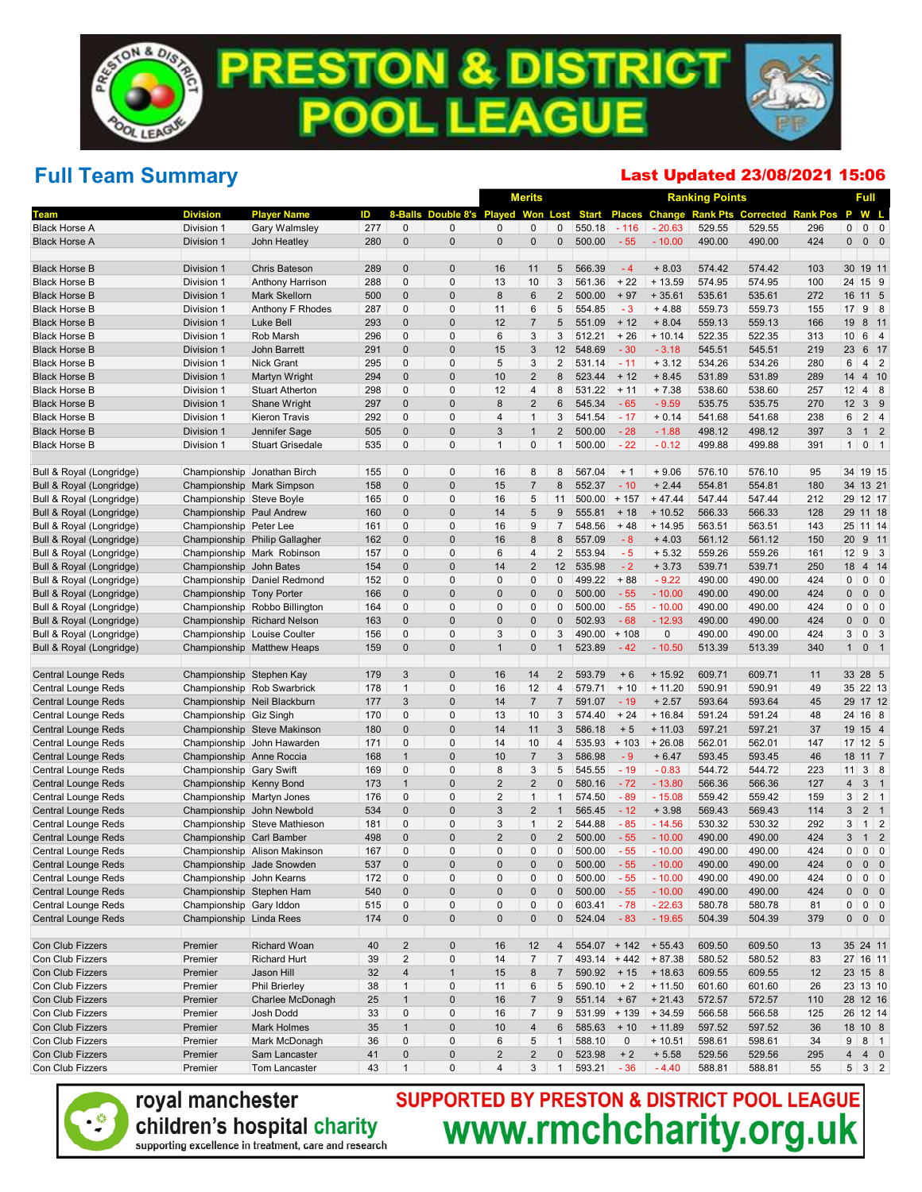# PRESTON & DISTRICT POOL LEAGUE

## Full Team Summary

**Last Updated 23/08/2021 15:06**

| | | | | | | Merits | | | Ranking Points | | | | | | | Full | | |
|---|---|---|---|---|---|---|---|---|---|---|---|---|---|---|---|---|---|---|
| Team | Division | Player Name | ID | 8-Balls | Double 8's | Played | Won | Lost | Start | Places | Change | Rank Pts | Corrected | Rank Pos | P | W | L |
| Black Horse A | Division 1 | Gary Walmsley | 277 | 0 | 0 | 0 | 0 | 0 | 550.18 | - 116 | - 20.63 | 529.55 | 529.55 | 296 | 0 | 0 | 0 |
| Black Horse A | Division 1 | John Heatley | 280 | 0 | 0 | 0 | 0 | 0 | 500.00 | - 55 | - 10.00 | 490.00 | 490.00 | 424 | 0 | 0 | 0 |
| | | | | | | | | | | | | | | | | | |
| Black Horse B | Division 1 | Chris Bateson | 289 | 0 | 0 | 16 | 11 | 5 | 566.39 | - 4 | + 8.03 | 574.42 | 574.42 | 103 | 30 | 19 | 11 |
| Black Horse B | Division 1 | Anthony Harrison | 288 | 0 | 0 | 13 | 10 | 3 | 561.36 | + 22 | + 13.59 | 574.95 | 574.95 | 100 | 24 | 15 | 9 |
| Black Horse B | Division 1 | Mark Skellorn | 500 | 0 | 0 | 8 | 6 | 2 | 500.00 | + 97 | + 35.61 | 535.61 | 535.61 | 272 | 16 | 11 | 5 |
| Black Horse B | Division 1 | Anthony F Rhodes | 287 | 0 | 0 | 11 | 6 | 5 | 554.85 | - 3 | + 4.88 | 559.73 | 559.73 | 155 | 17 | 9 | 8 |
| Black Horse B | Division 1 | Luke Bell | 293 | 0 | 0 | 12 | 7 | 5 | 551.09 | + 12 | + 8.04 | 559.13 | 559.13 | 166 | 19 | 8 | 11 |
| Black Horse B | Division 1 | Rob Marsh | 296 | 0 | 0 | 6 | 3 | 3 | 512.21 | + 26 | + 10.14 | 522.35 | 522.35 | 313 | 10 | 6 | 4 |
| Black Horse B | Division 1 | John Barrett | 291 | 0 | 0 | 15 | 3 | 12 | 548.69 | - 30 | - 3.18 | 545.51 | 545.51 | 219 | 23 | 6 | 17 |
| Black Horse B | Division 1 | Nick Grant | 295 | 0 | 0 | 5 | 3 | 2 | 531.14 | - 11 | + 3.12 | 534.26 | 534.26 | 280 | 6 | 4 | 2 |
| Black Horse B | Division 1 | Martyn Wright | 294 | 0 | 0 | 10 | 2 | 8 | 523.44 | + 12 | + 8.45 | 531.89 | 531.89 | 289 | 14 | 4 | 10 |
| Black Horse B | Division 1 | Stuart Atherton | 298 | 0 | 0 | 12 | 4 | 8 | 531.22 | + 11 | + 7.38 | 538.60 | 538.60 | 257 | 12 | 4 | 8 |
| Black Horse B | Division 1 | Shane Wright | 297 | 0 | 0 | 8 | 2 | 6 | 545.34 | - 65 | - 9.59 | 535.75 | 535.75 | 270 | 12 | 3 | 9 |
| Black Horse B | Division 1 | Kieron Travis | 292 | 0 | 0 | 4 | 1 | 3 | 541.54 | - 17 | + 0.14 | 541.68 | 541.68 | 238 | 6 | 2 | 4 |
| Black Horse B | Division 1 | Jennifer Sage | 505 | 0 | 0 | 3 | 1 | 2 | 500.00 | - 28 | - 1.88 | 498.12 | 498.12 | 397 | 3 | 1 | 2 |
| Black Horse B | Division 1 | Stuart Grisedale | 535 | 0 | 0 | 1 | 0 | 1 | 500.00 | - 22 | - 0.12 | 499.88 | 499.88 | 391 | 1 | 0 | 1 |
| | | | | | | | | | | | | | | | | | |
| Bull & Royal (Longridge) | Championship | Jonathan Birch | 155 | 0 | 0 | 16 | 8 | 8 | 567.04 | + 1 | + 9.06 | 576.10 | 576.10 | 95 | 34 | 19 | 15 |
| Bull & Royal (Longridge) | Championship | Mark Simpson | 158 | 0 | 0 | 15 | 7 | 8 | 552.37 | - 10 | + 2.44 | 554.81 | 554.81 | 180 | 34 | 13 | 21 |
| Bull & Royal (Longridge) | Championship | Steve Boyle | 165 | 0 | 0 | 16 | 5 | 11 | 500.00 | + 157 | + 47.44 | 547.44 | 547.44 | 212 | 29 | 12 | 17 |
| Bull & Royal (Longridge) | Championship | Paul Andrew | 160 | 0 | 0 | 14 | 5 | 9 | 555.81 | + 18 | + 10.52 | 566.33 | 566.33 | 128 | 29 | 11 | 18 |
| Bull & Royal (Longridge) | Championship | Peter Lee | 161 | 0 | 0 | 16 | 9 | 7 | 548.56 | + 48 | + 14.95 | 563.51 | 563.51 | 143 | 25 | 11 | 14 |
| Bull & Royal (Longridge) | Championship | Philip Gallagher | 162 | 0 | 0 | 16 | 8 | 8 | 557.09 | - 8 | + 4.03 | 561.12 | 561.12 | 150 | 20 | 9 | 11 |
| Bull & Royal (Longridge) | Championship | Mark Robinson | 157 | 0 | 0 | 6 | 4 | 2 | 553.94 | - 5 | + 5.32 | 559.26 | 559.26 | 161 | 12 | 9 | 3 |
| Bull & Royal (Longridge) | Championship | John Bates | 154 | 0 | 0 | 14 | 2 | 12 | 535.98 | - 2 | + 3.73 | 539.71 | 539.71 | 250 | 18 | 4 | 14 |
| Bull & Royal (Longridge) | Championship | Daniel Redmond | 152 | 0 | 0 | 0 | 0 | 0 | 499.22 | + 88 | - 9.22 | 490.00 | 490.00 | 424 | 0 | 0 | 0 |
| Bull & Royal (Longridge) | Championship | Tony Porter | 166 | 0 | 0 | 0 | 0 | 0 | 500.00 | - 55 | - 10.00 | 490.00 | 490.00 | 424 | 0 | 0 | 0 |
| Bull & Royal (Longridge) | Championship | Robbo Billington | 164 | 0 | 0 | 0 | 0 | 0 | 500.00 | - 55 | - 10.00 | 490.00 | 490.00 | 424 | 0 | 0 | 0 |
| Bull & Royal (Longridge) | Championship | Richard Nelson | 163 | 0 | 0 | 0 | 0 | 0 | 502.93 | - 68 | - 12.93 | 490.00 | 490.00 | 424 | 0 | 0 | 0 |
| Bull & Royal (Longridge) | Championship | Louise Coulter | 156 | 0 | 0 | 3 | 0 | 3 | 490.00 | + 108 | 0 | 490.00 | 490.00 | 424 | 3 | 0 | 3 |
| Bull & Royal (Longridge) | Championship | Matthew Heaps | 159 | 0 | 0 | 1 | 0 | 1 | 523.89 | - 42 | - 10.50 | 513.39 | 513.39 | 340 | 1 | 0 | 1 |
| | | | | | | | | | | | | | | | | | |
| Central Lounge Reds | Championship | Stephen Kay | 179 | 3 | 0 | 16 | 14 | 2 | 593.79 | + 6 | + 15.92 | 609.71 | 609.71 | 11 | 33 | 28 | 5 |
| Central Lounge Reds | Championship | Rob Swarbrick | 178 | 1 | 0 | 16 | 12 | 4 | 579.71 | + 10 | + 11.20 | 590.91 | 590.91 | 49 | 35 | 22 | 13 |
| Central Lounge Reds | Championship | Neil Blackburn | 177 | 3 | 0 | 14 | 7 | 7 | 591.07 | - 19 | + 2.57 | 593.64 | 593.64 | 45 | 29 | 17 | 12 |
| Central Lounge Reds | Championship | Giz Singh | 170 | 0 | 0 | 13 | 10 | 3 | 574.40 | + 24 | + 16.84 | 591.24 | 591.24 | 48 | 24 | 16 | 8 |
| Central Lounge Reds | Championship | Steve Makinson | 180 | 0 | 0 | 14 | 11 | 3 | 586.18 | + 5 | + 11.03 | 597.21 | 597.21 | 37 | 19 | 15 | 4 |
| Central Lounge Reds | Championship | John Hawarden | 171 | 0 | 0 | 14 | 10 | 4 | 535.93 | + 103 | + 26.08 | 562.01 | 562.01 | 147 | 17 | 12 | 5 |
| Central Lounge Reds | Championship | Anne Roccia | 168 | 1 | 0 | 10 | 7 | 3 | 586.98 | - 9 | + 6.47 | 593.45 | 593.45 | 46 | 18 | 11 | 7 |
| Central Lounge Reds | Championship | Gary Swift | 169 | 0 | 0 | 8 | 3 | 5 | 545.55 | - 19 | - 0.83 | 544.72 | 544.72 | 223 | 11 | 3 | 8 |
| Central Lounge Reds | Championship | Kenny Bond | 173 | 1 | 0 | 2 | 2 | 0 | 580.16 | - 72 | - 13.80 | 566.36 | 566.36 | 127 | 4 | 3 | 1 |
| Central Lounge Reds | Championship | Martyn Jones | 176 | 0 | 0 | 2 | 1 | 1 | 574.50 | - 89 | - 15.08 | 559.42 | 559.42 | 159 | 3 | 2 | 1 |
| Central Lounge Reds | Championship | John Newbold | 534 | 0 | 0 | 3 | 2 | 1 | 565.45 | - 12 | + 3.98 | 569.43 | 569.43 | 114 | 3 | 2 | 1 |
| Central Lounge Reds | Championship | Steve Mathieson | 181 | 0 | 0 | 3 | 1 | 2 | 544.88 | - 85 | - 14.56 | 530.32 | 530.32 | 292 | 3 | 1 | 2 |
| Central Lounge Reds | Championship | Carl Bamber | 498 | 0 | 0 | 2 | 0 | 2 | 500.00 | - 55 | - 10.00 | 490.00 | 490.00 | 424 | 3 | 1 | 2 |
| Central Lounge Reds | Championship | Alison Makinson | 167 | 0 | 0 | 0 | 0 | 0 | 500.00 | - 55 | - 10.00 | 490.00 | 490.00 | 424 | 0 | 0 | 0 |
| Central Lounge Reds | Championship | Jade Snowden | 537 | 0 | 0 | 0 | 0 | 0 | 500.00 | - 55 | - 10.00 | 490.00 | 490.00 | 424 | 0 | 0 | 0 |
| Central Lounge Reds | Championship | John Kearns | 172 | 0 | 0 | 0 | 0 | 0 | 500.00 | - 55 | - 10.00 | 490.00 | 490.00 | 424 | 0 | 0 | 0 |
| Central Lounge Reds | Championship | Stephen Ham | 540 | 0 | 0 | 0 | 0 | 0 | 500.00 | - 55 | - 10.00 | 490.00 | 490.00 | 424 | 0 | 0 | 0 |
| Central Lounge Reds | Championship | Gary Iddon | 515 | 0 | 0 | 0 | 0 | 0 | 603.41 | - 78 | - 22.63 | 580.78 | 580.78 | 81 | 0 | 0 | 0 |
| Central Lounge Reds | Championship | Linda Rees | 174 | 0 | 0 | 0 | 0 | 0 | 524.04 | - 83 | - 19.65 | 504.39 | 504.39 | 379 | 0 | 0 | 0 |
| | | | | | | | | | | | | | | | | | |
| Con Club Fizzers | Premier | Richard Woan | 40 | 2 | 0 | 16 | 12 | 4 | 554.07 | + 142 | + 55.43 | 609.50 | 609.50 | 13 | 35 | 24 | 11 |
| Con Club Fizzers | Premier | Richard Hurt | 39 | 2 | 0 | 14 | 7 | 7 | 493.14 | + 442 | + 87.38 | 580.52 | 580.52 | 83 | 27 | 16 | 11 |
| Con Club Fizzers | Premier | Jason Hill | 32 | 4 | 1 | 15 | 8 | 7 | 590.92 | + 15 | + 18.63 | 609.55 | 609.55 | 12 | 23 | 15 | 8 |
| Con Club Fizzers | Premier | Phil Brierley | 38 | 1 | 0 | 11 | 6 | 5 | 590.10 | + 2 | + 11.50 | 601.60 | 601.60 | 26 | 23 | 13 | 10 |
| Con Club Fizzers | Premier | Charlee McDonagh | 25 | 1 | 0 | 16 | 7 | 9 | 551.14 | + 67 | + 21.43 | 572.57 | 572.57 | 110 | 28 | 12 | 16 |
| Con Club Fizzers | Premier | Josh Dodd | 33 | 0 | 0 | 16 | 7 | 9 | 531.99 | + 139 | + 34.59 | 566.58 | 566.58 | 125 | 26 | 12 | 14 |
| Con Club Fizzers | Premier | Mark Holmes | 35 | 1 | 0 | 10 | 4 | 6 | 585.63 | + 10 | + 11.89 | 597.52 | 597.52 | 36 | 18 | 10 | 8 |
| Con Club Fizzers | Premier | Mark McDonagh | 36 | 0 | 0 | 6 | 5 | 1 | 588.10 | 0 | + 10.51 | 598.61 | 598.61 | 34 | 9 | 8 | 1 |
| Con Club Fizzers | Premier | Sam Lancaster | 41 | 0 | 0 | 2 | 2 | 0 | 523.98 | + 2 | + 5.58 | 529.56 | 529.56 | 295 | 4 | 4 | 0 |
| Con Club Fizzers | Premier | Tom Lancaster | 43 | 1 | 0 | 4 | 3 | 1 | 593.21 | - 36 | - 4.40 | 588.81 | 588.81 | 55 | 5 | 3 | 2 |

royal manchester children's hospital charity
supporting excellence in treatment, care and research

**SUPPORTED BY PRESTON & DISTRICT POOL LEAGUE**
**www.rmchcharity.org.uk**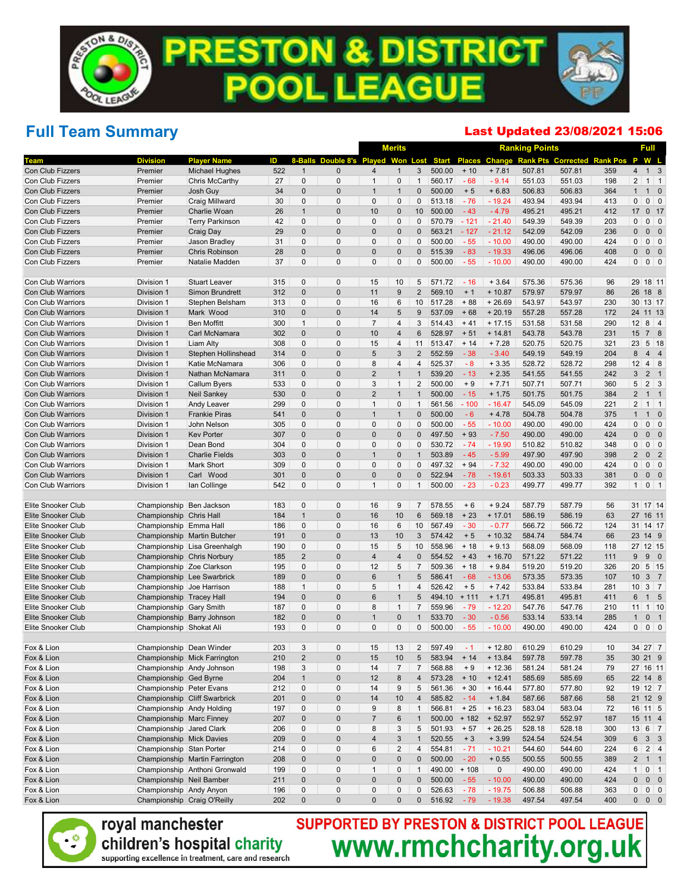# PRESTON & DISTRICT POOL LEAGUE

## Full Team Summary

**Last Updated 23/08/2021 15:06**

| | | | | | | Merits | | | Ranking Points | | | | | | Full | | |
|---|---|---|---|---|---|---|---|---|---|---|---|---|---|---|---|---|---|
| Team | Division | Player Name | ID | 8-Balls | Double 8's | Played | Won | Lost | Start | Places | Change | Rank Pts | Corrected | Rank Pos | P | W | L |
| Con Club Fizzers | Premier | Michael Hughes | 522 | 1 | 0 | 4 | 1 | 3 | 500.00 | + 10 | + 7.81 | 507.81 | 507.81 | 359 | 4 | 1 | 3 |
| Con Club Fizzers | Premier | Chris McCarthy | 27 | 0 | 0 | 1 | 0 | 1 | 560.17 | - 68 | - 9.14 | 551.03 | 551.03 | 198 | 2 | 1 | 1 |
| Con Club Fizzers | Premier | Josh Guy | 34 | 0 | 0 | 1 | 1 | 0 | 500.00 | + 5 | + 6.83 | 506.83 | 506.83 | 364 | 1 | 1 | 0 |
| Con Club Fizzers | Premier | Craig Millward | 30 | 0 | 0 | 0 | 0 | 0 | 513.18 | - 76 | - 19.24 | 493.94 | 493.94 | 413 | 0 | 0 | 0 |
| Con Club Fizzers | Premier | Charlie Woan | 26 | 1 | 0 | 10 | 0 | 10 | 500.00 | - 43 | - 4.79 | 495.21 | 495.21 | 412 | 17 | 0 | 17 |
| Con Club Fizzers | Premier | Terry Parkinson | 42 | 0 | 0 | 0 | 0 | 0 | 570.79 | - 121 | - 21.40 | 549.39 | 549.39 | 203 | 0 | 0 | 0 |
| Con Club Fizzers | Premier | Craig Day | 29 | 0 | 0 | 0 | 0 | 0 | 563.21 | - 127 | - 21.12 | 542.09 | 542.09 | 236 | 0 | 0 | 0 |
| Con Club Fizzers | Premier | Jason Bradley | 31 | 0 | 0 | 0 | 0 | 0 | 500.00 | - 55 | - 10.00 | 490.00 | 490.00 | 424 | 0 | 0 | 0 |
| Con Club Fizzers | Premier | Chris Robinson | 28 | 0 | 0 | 0 | 0 | 0 | 515.39 | - 83 | - 19.33 | 496.06 | 496.06 | 408 | 0 | 0 | 0 |
| Con Club Fizzers | Premier | Natalie Madden | 37 | 0 | 0 | 0 | 0 | 0 | 500.00 | - 55 | - 10.00 | 490.00 | 490.00 | 424 | 0 | 0 | 0 |
| | | | | | | | | | | | | | | | | | |
| Con Club Warriors | Division 1 | Stuart Leaver | 315 | 0 | 0 | 15 | 10 | 5 | 571.72 | - 16 | + 3.64 | 575.36 | 575.36 | 96 | 29 | 18 | 11 |
| Con Club Warriors | Division 1 | Simon Brundrett | 312 | 0 | 0 | 11 | 9 | 2 | 569.10 | + 1 | + 10.87 | 579.97 | 579.97 | 86 | 26 | 18 | 8 |
| Con Club Warriors | Division 1 | Stephen Belsham | 313 | 0 | 0 | 16 | 6 | 10 | 517.28 | + 88 | + 26.69 | 543.97 | 543.97 | 230 | 30 | 13 | 17 |
| Con Club Warriors | Division 1 | Mark Wood | 310 | 0 | 0 | 14 | 5 | 9 | 537.09 | + 68 | + 20.19 | 557.28 | 557.28 | 172 | 24 | 11 | 13 |
| Con Club Warriors | Division 1 | Ben Moffitt | 300 | 1 | 0 | 7 | 4 | 3 | 514.43 | + 41 | + 17.15 | 531.58 | 531.58 | 290 | 12 | 8 | 4 |
| Con Club Warriors | Division 1 | Carl McNamara | 302 | 0 | 0 | 10 | 4 | 6 | 528.97 | + 51 | + 14.81 | 543.78 | 543.78 | 231 | 15 | 7 | 8 |
| Con Club Warriors | Division 1 | Liam Alty | 308 | 0 | 0 | 15 | 4 | 11 | 513.47 | + 14 | + 7.28 | 520.75 | 520.75 | 321 | 23 | 5 | 18 |
| Con Club Warriors | Division 1 | Stephen Hollinshead | 314 | 0 | 0 | 5 | 3 | 2 | 552.59 | - 38 | - 3.40 | 549.19 | 549.19 | 204 | 8 | 4 | 4 |
| Con Club Warriors | Division 1 | Katie McNamara | 306 | 0 | 0 | 8 | 4 | 4 | 525.37 | - 8 | + 3.35 | 528.72 | 528.72 | 298 | 12 | 4 | 8 |
| Con Club Warriors | Division 1 | Nathan McNamara | 311 | 0 | 0 | 2 | 1 | 1 | 539.20 | - 13 | + 2.35 | 541.55 | 541.55 | 242 | 3 | 2 | 1 |
| Con Club Warriors | Division 1 | Callum Byers | 533 | 0 | 0 | 3 | 1 | 2 | 500.00 | + 9 | + 7.71 | 507.71 | 507.71 | 360 | 5 | 2 | 3 |
| Con Club Warriors | Division 1 | Neil Sankey | 530 | 0 | 0 | 2 | 1 | 1 | 500.00 | - 15 | + 1.75 | 501.75 | 501.75 | 384 | 2 | 1 | 1 |
| Con Club Warriors | Division 1 | Andy Leaver | 299 | 0 | 0 | 1 | 0 | 1 | 561.56 | - 100 | - 16.47 | 545.09 | 545.09 | 221 | 2 | 1 | 1 |
| Con Club Warriors | Division 1 | Frankie Piras | 541 | 0 | 0 | 1 | 1 | 0 | 500.00 | - 6 | + 4.78 | 504.78 | 504.78 | 375 | 1 | 1 | 0 |
| Con Club Warriors | Division 1 | John Nelson | 305 | 0 | 0 | 0 | 0 | 0 | 500.00 | - 55 | - 10.00 | 490.00 | 490.00 | 424 | 0 | 0 | 0 |
| Con Club Warriors | Division 1 | Kev Porter | 307 | 0 | 0 | 0 | 0 | 0 | 497.50 | + 93 | - 7.50 | 490.00 | 490.00 | 424 | 0 | 0 | 0 |
| Con Club Warriors | Division 1 | Dean Bond | 304 | 0 | 0 | 0 | 0 | 0 | 530.72 | - 74 | - 19.90 | 510.82 | 510.82 | 348 | 0 | 0 | 0 |
| Con Club Warriors | Division 1 | Charlie Fields | 303 | 0 | 0 | 1 | 0 | 1 | 503.89 | - 45 | - 5.99 | 497.90 | 497.90 | 398 | 2 | 0 | 2 |
| Con Club Warriors | Division 1 | Mark Short | 309 | 0 | 0 | 0 | 0 | 0 | 497.32 | + 94 | - 7.32 | 490.00 | 490.00 | 424 | 0 | 0 | 0 |
| Con Club Warriors | Division 1 | Carl Wood | 301 | 0 | 0 | 0 | 0 | 0 | 522.94 | - 78 | - 19.61 | 503.33 | 503.33 | 381 | 0 | 0 | 0 |
| Con Club Warriors | Division 1 | Ian Collinge | 542 | 0 | 0 | 1 | 0 | 1 | 500.00 | - 23 | - 0.23 | 499.77 | 499.77 | 392 | 1 | 0 | 1 |
| | | | | | | | | | | | | | | | | | |
| Elite Snooker Club | Championship | Ben Jackson | 183 | 0 | 0 | 16 | 9 | 7 | 578.55 | + 6 | + 9.24 | 587.79 | 587.79 | 56 | 31 | 17 | 14 |
| Elite Snooker Club | Championship | Chris Hall | 184 | 1 | 0 | 16 | 10 | 6 | 569.18 | + 23 | + 17.01 | 586.19 | 586.19 | 63 | 27 | 16 | 11 |
| Elite Snooker Club | Championship | Emma Hall | 186 | 0 | 0 | 16 | 6 | 10 | 567.49 | - 30 | - 0.77 | 566.72 | 566.72 | 124 | 31 | 14 | 17 |
| Elite Snooker Club | Championship | Martin Butcher | 191 | 0 | 0 | 13 | 10 | 3 | 574.42 | + 5 | + 10.32 | 584.74 | 584.74 | 66 | 23 | 14 | 9 |
| Elite Snooker Club | Championship | Lisa Greenhalgh | 190 | 0 | 0 | 15 | 5 | 10 | 558.96 | + 18 | + 9.13 | 568.09 | 568.09 | 118 | 27 | 12 | 15 |
| Elite Snooker Club | Championship | Chris Norbury | 185 | 2 | 0 | 4 | 4 | 0 | 554.52 | + 43 | + 16.70 | 571.22 | 571.22 | 111 | 9 | 9 | 0 |
| Elite Snooker Club | Championship | Zoe Clarkson | 195 | 0 | 0 | 12 | 5 | 7 | 509.36 | + 18 | + 9.84 | 519.20 | 519.20 | 326 | 20 | 5 | 15 |
| Elite Snooker Club | Championship | Lee Swarbrick | 189 | 0 | 0 | 6 | 1 | 5 | 586.41 | - 68 | - 13.06 | 573.35 | 573.35 | 107 | 10 | 3 | 7 |
| Elite Snooker Club | Championship | Joe Harrison | 188 | 1 | 0 | 5 | 1 | 4 | 526.42 | + 5 | + 7.42 | 533.84 | 533.84 | 281 | 10 | 3 | 7 |
| Elite Snooker Club | Championship | Tracey Hall | 194 | 0 | 0 | 6 | 1 | 5 | 494.10 | + 111 | + 1.71 | 495.81 | 495.81 | 411 | 6 | 1 | 5 |
| Elite Snooker Club | Championship | Gary Smith | 187 | 0 | 0 | 8 | 1 | 7 | 559.96 | - 79 | - 12.20 | 547.76 | 547.76 | 210 | 11 | 1 | 10 |
| Elite Snooker Club | Championship | Barry Johnson | 182 | 0 | 0 | 1 | 0 | 1 | 533.70 | - 30 | - 0.56 | 533.14 | 533.14 | 285 | 1 | 0 | 1 |
| Elite Snooker Club | Championship | Shokat Ali | 193 | 0 | 0 | 0 | 0 | 0 | 500.00 | - 55 | - 10.00 | 490.00 | 490.00 | 424 | 0 | 0 | 0 |
| | | | | | | | | | | | | | | | | | |
| Fox & Lion | Championship | Dean Winder | 203 | 3 | 0 | 15 | 13 | 2 | 597.49 | - 1 | + 12.80 | 610.29 | 610.29 | 10 | 34 | 27 | 7 |
| Fox & Lion | Championship | Mick Farrington | 210 | 2 | 0 | 15 | 10 | 5 | 583.94 | + 14 | + 13.84 | 597.78 | 597.78 | 35 | 30 | 21 | 9 |
| Fox & Lion | Championship | Andy Johnson | 198 | 3 | 0 | 14 | 7 | 7 | 568.88 | + 9 | + 12.36 | 581.24 | 581.24 | 79 | 27 | 16 | 11 |
| Fox & Lion | Championship | Ged Byrne | 204 | 1 | 0 | 12 | 8 | 4 | 573.28 | + 10 | + 12.41 | 585.69 | 585.69 | 65 | 22 | 14 | 8 |
| Fox & Lion | Championship | Peter Evans | 212 | 0 | 0 | 14 | 9 | 5 | 561.36 | + 30 | + 16.44 | 577.80 | 577.80 | 92 | 19 | 12 | 7 |
| Fox & Lion | Championship | Cliff Swarbrick | 201 | 0 | 0 | 14 | 10 | 4 | 585.82 | - 14 | + 1.84 | 587.66 | 587.66 | 58 | 21 | 12 | 9 |
| Fox & Lion | Championship | Andy Holding | 197 | 0 | 0 | 9 | 8 | 1 | 566.81 | + 25 | + 16.23 | 583.04 | 583.04 | 72 | 16 | 11 | 5 |
| Fox & Lion | Championship | Marc Finney | 207 | 0 | 0 | 7 | 6 | 1 | 500.00 | + 182 | + 52.97 | 552.97 | 552.97 | 187 | 15 | 11 | 4 |
| Fox & Lion | Championship | Jared Clark | 206 | 0 | 0 | 8 | 3 | 5 | 501.93 | + 57 | + 26.25 | 528.18 | 528.18 | 300 | 13 | 6 | 7 |
| Fox & Lion | Championship | Mick Davies | 209 | 0 | 0 | 4 | 3 | 1 | 520.55 | + 3 | + 3.99 | 524.54 | 524.54 | 309 | 6 | 3 | 3 |
| Fox & Lion | Championship | Stan Porter | 214 | 0 | 0 | 6 | 2 | 4 | 554.81 | - 71 | - 10.21 | 544.60 | 544.60 | 224 | 6 | 2 | 4 |
| Fox & Lion | Championship | Martin Farrington | 208 | 0 | 0 | 0 | 0 | 0 | 500.00 | - 20 | + 0.55 | 500.55 | 500.55 | 389 | 2 | 1 | 1 |
| Fox & Lion | Championship | Anthoni Gronwald | 199 | 0 | 0 | 1 | 0 | 1 | 490.00 | + 108 | 0 | 490.00 | 490.00 | 424 | 1 | 0 | 1 |
| Fox & Lion | Championship | Neil Bamber | 211 | 0 | 0 | 0 | 0 | 0 | 500.00 | - 55 | - 10.00 | 490.00 | 490.00 | 424 | 0 | 0 | 0 |
| Fox & Lion | Championship | Andy Anyon | 196 | 0 | 0 | 0 | 0 | 0 | 526.63 | - 78 | - 19.75 | 506.88 | 506.88 | 363 | 0 | 0 | 0 |
| Fox & Lion | Championship | Craig O'Reilly | 202 | 0 | 0 | 0 | 0 | 0 | 516.92 | - 79 | - 19.38 | 497.54 | 497.54 | 400 | 0 | 0 | 0 |

royal manchester children's hospital charity
supporting excellence in treatment, care and research

SUPPORTED BY PRESTON & DISTRICT POOL LEAGUE
www.rmchcharity.org.uk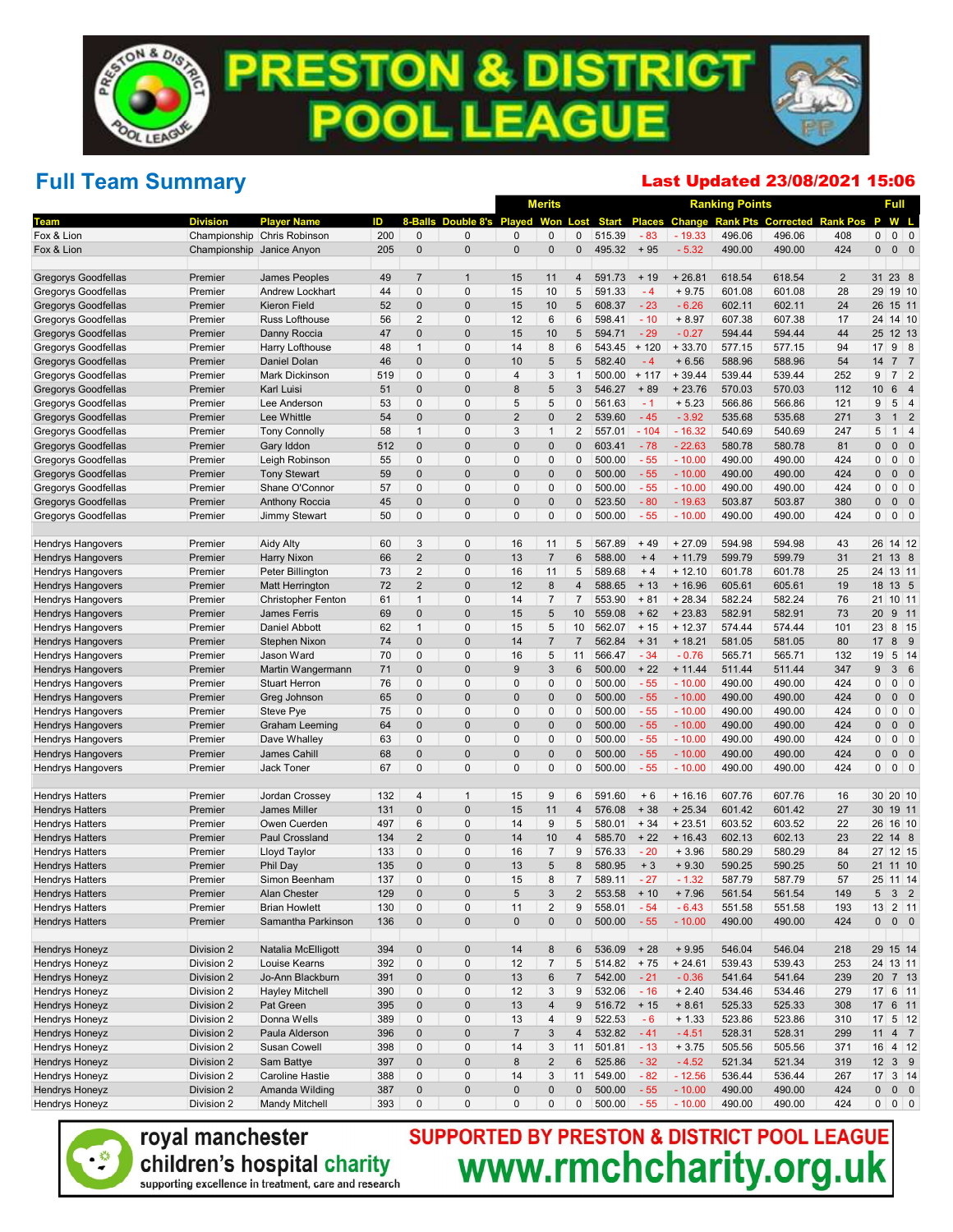# PRESTON & DISTRICT POOL LEAGUE

## Full Team Summary

**Last Updated 23/08/2021 15:06**

| Team | Division | Player Name | ID | 8-Balls | Double 8's | Played | Won | Lost | Start | Places | Change | Rank Pts | Corrected | Rank Pos | P | W | L |
|---|---|---|---|---|---|---|---|---|---|---|---|---|---|---|---|---|---|
| | | | | Merits | | | | | Ranking Points | | | | | | Full | | |
| Fox & Lion | Championship | Chris Robinson | 200 | 0 | 0 | 0 | 0 | 0 | 515.39 | - 83 | - 19.33 | 496.06 | 496.06 | 408 | 0 | 0 | 0 |
| Fox & Lion | Championship | Janice Anyon | 205 | 0 | 0 | 0 | 0 | 0 | 495.32 | + 95 | - 5.32 | 490.00 | 490.00 | 424 | 0 | 0 | 0 |
| | | | | | | | | | | | | | | | | | |
| Gregorys Goodfellas | Premier | James Peoples | 49 | 7 | 1 | 15 | 11 | 4 | 591.73 | + 19 | + 26.81 | 618.54 | 618.54 | 2 | 31 | 23 | 8 |
| Gregorys Goodfellas | Premier | Andrew Lockhart | 44 | 0 | 0 | 15 | 10 | 5 | 591.33 | - 4 | + 9.75 | 601.08 | 601.08 | 28 | 29 | 19 | 10 |
| Gregorys Goodfellas | Premier | Kieron Field | 52 | 0 | 0 | 15 | 10 | 5 | 608.37 | - 23 | - 6.26 | 602.11 | 602.11 | 24 | 26 | 15 | 11 |
| Gregorys Goodfellas | Premier | Russ Lofthouse | 56 | 2 | 0 | 12 | 6 | 6 | 598.41 | - 10 | + 8.97 | 607.38 | 607.38 | 17 | 24 | 14 | 10 |
| Gregorys Goodfellas | Premier | Danny Roccia | 47 | 0 | 0 | 15 | 10 | 5 | 594.71 | - 29 | - 0.27 | 594.44 | 594.44 | 44 | 25 | 12 | 13 |
| Gregorys Goodfellas | Premier | Harry Lofthouse | 48 | 1 | 0 | 14 | 8 | 6 | 543.45 | + 120 | + 33.70 | 577.15 | 577.15 | 94 | 17 | 9 | 8 |
| Gregorys Goodfellas | Premier | Daniel Dolan | 46 | 0 | 0 | 10 | 5 | 5 | 582.40 | - 4 | + 6.56 | 588.96 | 588.96 | 54 | 14 | 7 | 7 |
| Gregorys Goodfellas | Premier | Mark Dickinson | 519 | 0 | 0 | 4 | 3 | 1 | 500.00 | + 117 | + 39.44 | 539.44 | 539.44 | 252 | 9 | 7 | 2 |
| Gregorys Goodfellas | Premier | Karl Luisi | 51 | 0 | 0 | 8 | 5 | 3 | 546.27 | + 89 | + 23.76 | 570.03 | 570.03 | 112 | 10 | 6 | 4 |
| Gregorys Goodfellas | Premier | Lee Anderson | 53 | 0 | 0 | 5 | 5 | 0 | 561.63 | - 1 | + 5.23 | 566.86 | 566.86 | 121 | 9 | 5 | 4 |
| Gregorys Goodfellas | Premier | Lee Whittle | 54 | 0 | 0 | 2 | 0 | 2 | 539.60 | - 45 | - 3.92 | 535.68 | 535.68 | 271 | 3 | 1 | 2 |
| Gregorys Goodfellas | Premier | Tony Connolly | 58 | 1 | 0 | 3 | 1 | 2 | 557.01 | - 104 | - 16.32 | 540.69 | 540.69 | 247 | 5 | 1 | 4 |
| Gregorys Goodfellas | Premier | Gary Iddon | 512 | 0 | 0 | 0 | 0 | 0 | 603.41 | - 78 | - 22.63 | 580.78 | 580.78 | 81 | 0 | 0 | 0 |
| Gregorys Goodfellas | Premier | Leigh Robinson | 55 | 0 | 0 | 0 | 0 | 0 | 500.00 | - 55 | - 10.00 | 490.00 | 490.00 | 424 | 0 | 0 | 0 |
| Gregorys Goodfellas | Premier | Tony Stewart | 59 | 0 | 0 | 0 | 0 | 0 | 500.00 | - 55 | - 10.00 | 490.00 | 490.00 | 424 | 0 | 0 | 0 |
| Gregorys Goodfellas | Premier | Shane O'Connor | 57 | 0 | 0 | 0 | 0 | 0 | 500.00 | - 55 | - 10.00 | 490.00 | 490.00 | 424 | 0 | 0 | 0 |
| Gregorys Goodfellas | Premier | Anthony Roccia | 45 | 0 | 0 | 0 | 0 | 0 | 523.50 | - 80 | - 19.63 | 503.87 | 503.87 | 380 | 0 | 0 | 0 |
| Gregorys Goodfellas | Premier | Jimmy Stewart | 50 | 0 | 0 | 0 | 0 | 0 | 500.00 | - 55 | - 10.00 | 490.00 | 490.00 | 424 | 0 | 0 | 0 |
| | | | | | | | | | | | | | | | | | |
| Hendrys Hangovers | Premier | Aidy Alty | 60 | 3 | 0 | 16 | 11 | 5 | 567.89 | + 49 | + 27.09 | 594.98 | 594.98 | 43 | 26 | 14 | 12 |
| Hendrys Hangovers | Premier | Harry Nixon | 66 | 2 | 0 | 13 | 7 | 6 | 588.00 | + 4 | + 11.79 | 599.79 | 599.79 | 31 | 21 | 13 | 8 |
| Hendrys Hangovers | Premier | Peter Billington | 73 | 2 | 0 | 16 | 11 | 5 | 589.68 | + 4 | + 12.10 | 601.78 | 601.78 | 25 | 24 | 13 | 11 |
| Hendrys Hangovers | Premier | Matt Herrington | 72 | 2 | 0 | 12 | 8 | 4 | 588.65 | + 13 | + 16.96 | 605.61 | 605.61 | 19 | 18 | 13 | 5 |
| Hendrys Hangovers | Premier | Christopher Fenton | 61 | 1 | 0 | 14 | 7 | 7 | 553.90 | + 81 | + 28.34 | 582.24 | 582.24 | 76 | 21 | 10 | 11 |
| Hendrys Hangovers | Premier | James Ferris | 69 | 0 | 0 | 15 | 5 | 10 | 559.08 | + 62 | + 23.83 | 582.91 | 582.91 | 73 | 20 | 9 | 11 |
| Hendrys Hangovers | Premier | Daniel Abbott | 62 | 1 | 0 | 15 | 5 | 10 | 562.07 | + 15 | + 12.37 | 574.44 | 574.44 | 101 | 23 | 8 | 15 |
| Hendrys Hangovers | Premier | Stephen Nixon | 74 | 0 | 0 | 14 | 7 | 7 | 562.84 | + 31 | + 18.21 | 581.05 | 581.05 | 80 | 17 | 8 | 9 |
| Hendrys Hangovers | Premier | Jason Ward | 70 | 0 | 0 | 16 | 5 | 11 | 566.47 | - 34 | - 0.76 | 565.71 | 565.71 | 132 | 19 | 5 | 14 |
| Hendrys Hangovers | Premier | Martin Wangermann | 71 | 0 | 0 | 9 | 3 | 6 | 500.00 | + 22 | + 11.44 | 511.44 | 511.44 | 347 | 9 | 3 | 6 |
| Hendrys Hangovers | Premier | Stuart Herron | 76 | 0 | 0 | 0 | 0 | 0 | 500.00 | - 55 | - 10.00 | 490.00 | 490.00 | 424 | 0 | 0 | 0 |
| Hendrys Hangovers | Premier | Greg Johnson | 65 | 0 | 0 | 0 | 0 | 0 | 500.00 | - 55 | - 10.00 | 490.00 | 490.00 | 424 | 0 | 0 | 0 |
| Hendrys Hangovers | Premier | Steve Pye | 75 | 0 | 0 | 0 | 0 | 0 | 500.00 | - 55 | - 10.00 | 490.00 | 490.00 | 424 | 0 | 0 | 0 |
| Hendrys Hangovers | Premier | Graham Leeming | 64 | 0 | 0 | 0 | 0 | 0 | 500.00 | - 55 | - 10.00 | 490.00 | 490.00 | 424 | 0 | 0 | 0 |
| Hendrys Hangovers | Premier | Dave Whalley | 63 | 0 | 0 | 0 | 0 | 0 | 500.00 | - 55 | - 10.00 | 490.00 | 490.00 | 424 | 0 | 0 | 0 |
| Hendrys Hangovers | Premier | James Cahill | 68 | 0 | 0 | 0 | 0 | 0 | 500.00 | - 55 | - 10.00 | 490.00 | 490.00 | 424 | 0 | 0 | 0 |
| Hendrys Hangovers | Premier | Jack Toner | 67 | 0 | 0 | 0 | 0 | 0 | 500.00 | - 55 | - 10.00 | 490.00 | 490.00 | 424 | 0 | 0 | 0 |
| | | | | | | | | | | | | | | | | | |
| Hendrys Hatters | Premier | Jordan Crossey | 132 | 4 | 1 | 15 | 9 | 6 | 591.60 | + 6 | + 16.16 | 607.76 | 607.76 | 16 | 30 | 20 | 10 |
| Hendrys Hatters | Premier | James Miller | 131 | 0 | 0 | 15 | 11 | 4 | 576.08 | + 38 | + 25.34 | 601.42 | 601.42 | 27 | 30 | 19 | 11 |
| Hendrys Hatters | Premier | Owen Cuerden | 497 | 6 | 0 | 14 | 9 | 5 | 580.01 | + 34 | + 23.51 | 603.52 | 603.52 | 22 | 26 | 16 | 10 |
| Hendrys Hatters | Premier | Paul Crossland | 134 | 2 | 0 | 14 | 10 | 4 | 585.70 | + 22 | + 16.43 | 602.13 | 602.13 | 23 | 22 | 14 | 8 |
| Hendrys Hatters | Premier | Lloyd Taylor | 133 | 0 | 0 | 16 | 7 | 9 | 576.33 | - 20 | + 3.96 | 580.29 | 580.29 | 84 | 27 | 12 | 15 |
| Hendrys Hatters | Premier | Phil Day | 135 | 0 | 0 | 13 | 5 | 8 | 580.95 | + 3 | + 9.30 | 590.25 | 590.25 | 50 | 21 | 11 | 10 |
| Hendrys Hatters | Premier | Simon Beenham | 137 | 0 | 0 | 15 | 8 | 7 | 589.11 | - 27 | - 1.32 | 587.79 | 587.79 | 57 | 25 | 11 | 14 |
| Hendrys Hatters | Premier | Alan Chester | 129 | 0 | 0 | 5 | 3 | 2 | 553.58 | + 10 | + 7.96 | 561.54 | 561.54 | 149 | 5 | 3 | 2 |
| Hendrys Hatters | Premier | Brian Howlett | 130 | 0 | 0 | 11 | 2 | 9 | 558.01 | - 54 | - 6.43 | 551.58 | 551.58 | 193 | 13 | 2 | 11 |
| Hendrys Hatters | Premier | Samantha Parkinson | 136 | 0 | 0 | 0 | 0 | 0 | 500.00 | - 55 | - 10.00 | 490.00 | 490.00 | 424 | 0 | 0 | 0 |
| | | | | | | | | | | | | | | | | | |
| Hendrys Honeyz | Division 2 | Natalia McElligott | 394 | 0 | 0 | 14 | 8 | 6 | 536.09 | + 28 | + 9.95 | 546.04 | 546.04 | 218 | 29 | 15 | 14 |
| Hendrys Honeyz | Division 2 | Louise Kearns | 392 | 0 | 0 | 12 | 7 | 5 | 514.82 | + 75 | + 24.61 | 539.43 | 539.43 | 253 | 24 | 13 | 11 |
| Hendrys Honeyz | Division 2 | Jo-Ann Blackburn | 391 | 0 | 0 | 13 | 6 | 7 | 542.00 | - 21 | - 0.36 | 541.64 | 541.64 | 239 | 20 | 7 | 13 |
| Hendrys Honeyz | Division 2 | Hayley Mitchell | 390 | 0 | 0 | 12 | 3 | 9 | 532.06 | - 16 | + 2.40 | 534.46 | 534.46 | 279 | 17 | 6 | 11 |
| Hendrys Honeyz | Division 2 | Pat Green | 395 | 0 | 0 | 13 | 4 | 9 | 516.72 | + 15 | + 8.61 | 525.33 | 525.33 | 308 | 17 | 6 | 11 |
| Hendrys Honeyz | Division 2 | Donna Wells | 389 | 0 | 0 | 13 | 4 | 9 | 522.53 | - 6 | + 1.33 | 523.86 | 523.86 | 310 | 17 | 5 | 12 |
| Hendrys Honeyz | Division 2 | Paula Alderson | 396 | 0 | 0 | 7 | 3 | 4 | 532.82 | - 41 | - 4.51 | 528.31 | 528.31 | 299 | 11 | 4 | 7 |
| Hendrys Honeyz | Division 2 | Susan Cowell | 398 | 0 | 0 | 14 | 3 | 11 | 501.81 | - 13 | + 3.75 | 505.56 | 505.56 | 371 | 16 | 4 | 12 |
| Hendrys Honeyz | Division 2 | Sam Battye | 397 | 0 | 0 | 8 | 2 | 6 | 525.86 | - 32 | - 4.52 | 521.34 | 521.34 | 319 | 12 | 3 | 9 |
| Hendrys Honeyz | Division 2 | Caroline Hastie | 388 | 0 | 0 | 14 | 3 | 11 | 549.00 | - 82 | - 12.56 | 536.44 | 536.44 | 267 | 17 | 3 | 14 |
| Hendrys Honeyz | Division 2 | Amanda Wilding | 387 | 0 | 0 | 0 | 0 | 0 | 500.00 | - 55 | - 10.00 | 490.00 | 490.00 | 424 | 0 | 0 | 0 |
| Hendrys Honeyz | Division 2 | Mandy Mitchell | 393 | 0 | 0 | 0 | 0 | 0 | 500.00 | - 55 | - 10.00 | 490.00 | 490.00 | 424 | 0 | 0 | 0 |

royal manchester children's hospital charity
supporting excellence in treatment, care and research

SUPPORTED BY PRESTON & DISTRICT POOL LEAGUE
www.rmchcharity.org.uk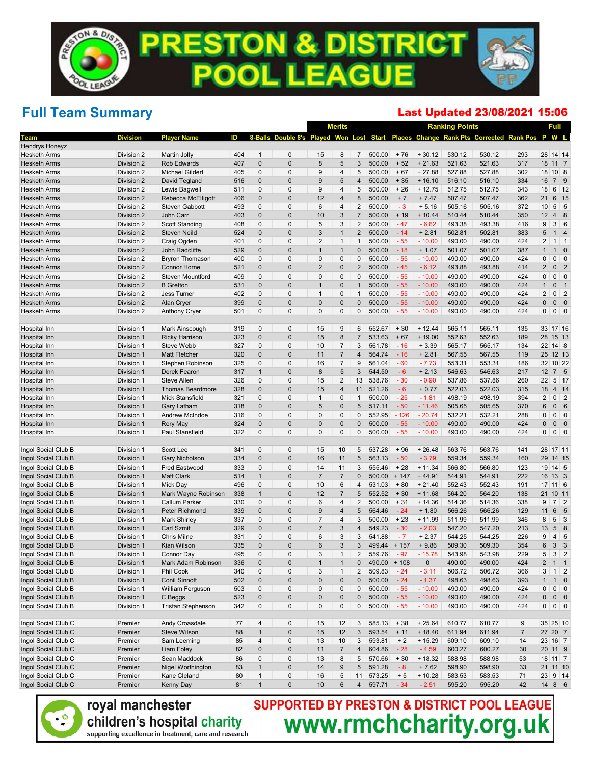# PRESTON & DISTRICT POOL LEAGUE

## Full Team Summary

**Last Updated 23/08/2021 15:06**

| Team | Division | Player Name | ID | 8-Balls | Double 8's | Merits Played | Won | Lost | Ranking Points Start | Places | Change | Rank Pts | Corrected | Rank Pos | Full P | W | L |
|---|---|---|---|---|---|---|---|---|---|---|---|---|---|---|---|---|---|
| Hendrys Honeyz | | | | | | | | | | | | | | | | | |
| Hesketh Arms | Division 2 | Martin Jolly | 404 | 1 | 0 | 15 | 8 | 7 | 500.00 | + 76 | + 30.12 | 530.12 | 530.12 | 293 | 28 | 14 | 14 |
| Hesketh Arms | Division 2 | Rob Edwards | 407 | 0 | 0 | 8 | 5 | 3 | 500.00 | + 52 | + 21.63 | 521.63 | 521.63 | 317 | 18 | 11 | 7 |
| Hesketh Arms | Division 2 | Michael Gildert | 405 | 0 | 0 | 9 | 4 | 5 | 500.00 | + 67 | + 27.88 | 527.88 | 527.88 | 302 | 18 | 10 | 8 |
| Hesketh Arms | Division 2 | David Tegland | 516 | 0 | 0 | 9 | 5 | 4 | 500.00 | + 35 | + 16.10 | 516.10 | 516.10 | 334 | 16 | 7 | 9 |
| Hesketh Arms | Division 2 | Lewis Bagwell | 511 | 0 | 0 | 9 | 4 | 5 | 500.00 | + 26 | + 12.75 | 512.75 | 512.75 | 343 | 18 | 6 | 12 |
| Hesketh Arms | Division 2 | Rebecca McElligott | 406 | 0 | 0 | 12 | 4 | 8 | 500.00 | + 7 | + 7.47 | 507.47 | 507.47 | 362 | 21 | 6 | 15 |
| Hesketh Arms | Division 2 | Steven Gabbott | 493 | 0 | 0 | 6 | 4 | 2 | 500.00 | - 3 | + 5.16 | 505.16 | 505.16 | 372 | 10 | 5 | 5 |
| Hesketh Arms | Division 2 | John Carr | 403 | 0 | 0 | 10 | 3 | 7 | 500.00 | + 19 | + 10.44 | 510.44 | 510.44 | 350 | 12 | 4 | 8 |
| Hesketh Arms | Division 2 | Scott Standing | 408 | 0 | 0 | 5 | 3 | 2 | 500.00 | - 47 | - 6.62 | 493.38 | 493.38 | 416 | 9 | 3 | 6 |
| Hesketh Arms | Division 2 | Steven Neild | 524 | 0 | 0 | 3 | 1 | 2 | 500.00 | - 14 | + 2.81 | 502.81 | 502.81 | 383 | 5 | 1 | 4 |
| Hesketh Arms | Division 2 | Craig Ogden | 401 | 0 | 0 | 2 | 1 | 1 | 500.00 | - 55 | - 10.00 | 490.00 | 490.00 | 424 | 2 | 1 | 1 |
| Hesketh Arms | Division 2 | John Radcliffe | 529 | 0 | 0 | 1 | 1 | 0 | 500.00 | - 18 | + 1.07 | 501.07 | 501.07 | 387 | 1 | 1 | 0 |
| Hesketh Arms | Division 2 | Bryron Thomason | 400 | 0 | 0 | 0 | 0 | 0 | 500.00 | - 55 | - 10.00 | 490.00 | 490.00 | 424 | 0 | 0 | 0 |
| Hesketh Arms | Division 2 | Connor Horne | 521 | 0 | 0 | 2 | 0 | 2 | 500.00 | - 45 | - 6.12 | 493.88 | 493.88 | 414 | 2 | 0 | 2 |
| Hesketh Arms | Division 2 | Steven Mountford | 409 | 0 | 0 | 0 | 0 | 0 | 500.00 | - 55 | - 10.00 | 490.00 | 490.00 | 424 | 0 | 0 | 0 |
| Hesketh Arms | Division 2 | B Gretton | 531 | 0 | 0 | 1 | 0 | 1 | 500.00 | - 55 | - 10.00 | 490.00 | 490.00 | 424 | 1 | 0 | 1 |
| Hesketh Arms | Division 2 | Jess Turner | 402 | 0 | 0 | 1 | 0 | 1 | 500.00 | - 55 | - 10.00 | 490.00 | 490.00 | 424 | 2 | 0 | 2 |
| Hesketh Arms | Division 2 | Alan Cryer | 399 | 0 | 0 | 0 | 0 | 0 | 500.00 | - 55 | - 10.00 | 490.00 | 490.00 | 424 | 0 | 0 | 0 |
| Hesketh Arms | Division 2 | Anthony Cryer | 501 | 0 | 0 | 0 | 0 | 0 | 500.00 | - 55 | - 10.00 | 490.00 | 490.00 | 424 | 0 | 0 | 0 |
| | | | | | | | | | | | | | | | | | |
| Hospital Inn | Division 1 | Mark Ainscough | 319 | 0 | 0 | 15 | 9 | 6 | 552.67 | + 30 | + 12.44 | 565.11 | 565.11 | 135 | 33 | 17 | 16 |
| Hospital Inn | Division 1 | Ricky Harrison | 323 | 0 | 0 | 15 | 8 | 7 | 533.63 | + 67 | + 19.00 | 552.63 | 552.63 | 189 | 28 | 15 | 13 |
| Hospital Inn | Division 1 | Steve Webb | 327 | 0 | 0 | 10 | 7 | 3 | 561.78 | - 16 | + 3.39 | 565.17 | 565.17 | 134 | 22 | 14 | 8 |
| Hospital Inn | Division 1 | Matt Fletcher | 320 | 0 | 0 | 11 | 7 | 4 | 564.74 | - 16 | + 2.81 | 567.55 | 567.55 | 119 | 25 | 12 | 13 |
| Hospital Inn | Division 1 | Stephen Robinson | 325 | 0 | 0 | 16 | 7 | 9 | 561.04 | - 60 | - 7.73 | 553.31 | 553.31 | 186 | 32 | 10 | 22 |
| Hospital Inn | Division 1 | Derek Fearon | 317 | 1 | 0 | 8 | 5 | 3 | 544.50 | - 6 | + 2.13 | 546.63 | 546.63 | 217 | 12 | 7 | 5 |
| Hospital Inn | Division 1 | Steve Allen | 326 | 0 | 0 | 15 | 2 | 13 | 538.76 | - 30 | - 0.90 | 537.86 | 537.86 | 260 | 22 | 5 | 17 |
| Hospital Inn | Division 1 | Thomas Beardmore | 328 | 0 | 0 | 15 | 4 | 11 | 521.26 | - 6 | + 0.77 | 522.03 | 522.03 | 315 | 18 | 4 | 14 |
| Hospital Inn | Division 1 | Mick Stansfield | 321 | 0 | 0 | 1 | 0 | 1 | 500.00 | - 25 | - 1.81 | 498.19 | 498.19 | 394 | 2 | 0 | 2 |
| Hospital Inn | Division 1 | Gary Latham | 318 | 0 | 0 | 5 | 0 | 5 | 517.11 | - 50 | - 11.46 | 505.65 | 505.65 | 370 | 6 | 0 | 6 |
| Hospital Inn | Division 1 | Andrew McIndoe | 316 | 0 | 0 | 0 | 0 | 0 | 552.95 | - 126 | - 20.74 | 532.21 | 532.21 | 288 | 0 | 0 | 0 |
| Hospital Inn | Division 1 | Rory May | 324 | 0 | 0 | 0 | 0 | 0 | 500.00 | - 55 | - 10.00 | 490.00 | 490.00 | 424 | 0 | 0 | 0 |
| Hospital Inn | Division 1 | Paul Stansfield | 322 | 0 | 0 | 0 | 0 | 0 | 500.00 | - 55 | - 10.00 | 490.00 | 490.00 | 424 | 0 | 0 | 0 |
| | | | | | | | | | | | | | | | | | |
| Ingol Social Club B | Division 1 | Scott Lee | 341 | 0 | 0 | 15 | 10 | 5 | 537.28 | + 96 | + 26.48 | 563.76 | 563.76 | 141 | 28 | 17 | 11 |
| Ingol Social Club B | Division 1 | Gary Nicholson | 334 | 0 | 0 | 16 | 11 | 5 | 563.13 | - 50 | - 3.79 | 559.34 | 559.34 | 160 | 29 | 14 | 15 |
| Ingol Social Club B | Division 1 | Fred Eastwood | 333 | 0 | 0 | 14 | 11 | 3 | 555.46 | + 28 | + 11.34 | 566.80 | 566.80 | 123 | 19 | 14 | 5 |
| Ingol Social Club B | Division 1 | Matt Clark | 514 | 1 | 0 | 7 | 7 | 0 | 500.00 | + 147 | + 44.91 | 544.91 | 544.91 | 222 | 16 | 13 | 3 |
| Ingol Social Club B | Division 1 | Mick Day | 496 | 0 | 0 | 10 | 6 | 4 | 531.03 | + 80 | + 21.40 | 552.43 | 552.43 | 191 | 17 | 11 | 6 |
| Ingol Social Club B | Division 1 | Mark Wayne Robinson | 338 | 1 | 0 | 12 | 7 | 5 | 552.52 | + 30 | + 11.68 | 564.20 | 564.20 | 138 | 21 | 10 | 11 |
| Ingol Social Club B | Division 1 | Callum Parker | 330 | 0 | 0 | 6 | 4 | 2 | 500.00 | + 31 | + 14.36 | 514.36 | 514.36 | 338 | 9 | 7 | 2 |
| Ingol Social Club B | Division 1 | Peter Richmond | 339 | 0 | 0 | 9 | 4 | 5 | 564.46 | - 24 | + 1.80 | 566.26 | 566.26 | 129 | 11 | 6 | 5 |
| Ingol Social Club B | Division 1 | Mark Shirley | 337 | 0 | 0 | 7 | 4 | 3 | 500.00 | + 23 | + 11.99 | 511.99 | 511.99 | 346 | 8 | 5 | 3 |
| Ingol Social Club B | Division 1 | Carl Szmit | 329 | 0 | 0 | 7 | 3 | 4 | 549.23 | - 30 | - 2.03 | 547.20 | 547.20 | 213 | 13 | 5 | 8 |
| Ingol Social Club B | Division 1 | Chris Milne | 331 | 0 | 0 | 6 | 3 | 3 | 541.88 | - 7 | + 2.37 | 544.25 | 544.25 | 226 | 9 | 4 | 5 |
| Ingol Social Club B | Division 1 | Kian Wilson | 335 | 0 | 0 | 6 | 3 | 3 | 499.44 | + 157 | + 9.86 | 509.30 | 509.30 | 354 | 6 | 3 | 3 |
| Ingol Social Club B | Division 1 | Connor Day | 495 | 0 | 0 | 3 | 1 | 2 | 559.76 | - 97 | - 15.78 | 543.98 | 543.98 | 229 | 5 | 3 | 2 |
| Ingol Social Club B | Division 1 | Mark Adam Robinson | 336 | 0 | 0 | 1 | 1 | 0 | 490.00 | + 108 | 0 | 490.00 | 490.00 | 424 | 2 | 1 | 1 |
| Ingol Social Club B | Division 1 | Phil Cook | 340 | 0 | 0 | 3 | 1 | 2 | 509.83 | - 24 | - 3.11 | 506.72 | 506.72 | 366 | 3 | 1 | 2 |
| Ingol Social Club B | Division 1 | Conil Sinnott | 502 | 0 | 0 | 0 | 0 | 0 | 500.00 | - 24 | - 1.37 | 498.63 | 498.63 | 393 | 1 | 1 | 0 |
| Ingol Social Club B | Division 1 | William Ferguson | 503 | 0 | 0 | 0 | 0 | 0 | 500.00 | - 55 | - 10.00 | 490.00 | 490.00 | 424 | 0 | 0 | 0 |
| Ingol Social Club B | Division 1 | C Beggs | 523 | 0 | 0 | 0 | 0 | 0 | 500.00 | - 55 | - 10.00 | 490.00 | 490.00 | 424 | 0 | 0 | 0 |
| Ingol Social Club B | Division 1 | Tristan Stephenson | 342 | 0 | 0 | 0 | 0 | 0 | 500.00 | - 55 | - 10.00 | 490.00 | 490.00 | 424 | 0 | 0 | 0 |
| | | | | | | | | | | | | | | | | | |
| Ingol Social Club C | Premier | Andy Croasdale | 77 | 4 | 0 | 15 | 12 | 3 | 585.13 | + 38 | + 25.64 | 610.77 | 610.77 | 9 | 35 | 25 | 10 |
| Ingol Social Club C | Premier | Steve Wilson | 88 | 1 | 0 | 15 | 12 | 3 | 593.54 | + 11 | + 18.40 | 611.94 | 611.94 | 7 | 27 | 20 | 7 |
| Ingol Social Club C | Premier | Sam Leeming | 85 | 4 | 0 | 13 | 10 | 3 | 593.81 | + 2 | + 15.29 | 609.10 | 609.10 | 14 | 23 | 16 | 7 |
| Ingol Social Club C | Premier | Liam Foley | 82 | 0 | 0 | 11 | 7 | 4 | 604.86 | - 28 | - 4.59 | 600.27 | 600.27 | 30 | 20 | 11 | 9 |
| Ingol Social Club C | Premier | Sean Maddock | 86 | 0 | 0 | 13 | 8 | 5 | 570.66 | + 30 | + 18.32 | 588.98 | 588.98 | 53 | 18 | 11 | 7 |
| Ingol Social Club C | Premier | Nigel Worthington | 83 | 1 | 0 | 14 | 9 | 5 | 591.28 | - 8 | + 7.62 | 598.90 | 598.90 | 33 | 21 | 11 | 10 |
| Ingol Social Club C | Premier | Kane Cleland | 80 | 1 | 0 | 16 | 5 | 11 | 573.25 | + 5 | + 10.28 | 583.53 | 583.53 | 71 | 23 | 9 | 14 |
| Ingol Social Club C | Premier | Kenny Day | 81 | 1 | 0 | 10 | 6 | 4 | 597.71 | - 34 | - 2.51 | 595.20 | 595.20 | 42 | 14 | 8 | 6 |

royal manchester children's hospital charity
supporting excellence in treatment, care and research

**SUPPORTED BY PRESTON & DISTRICT POOL LEAGUE**
**www.rmchcharity.org.uk**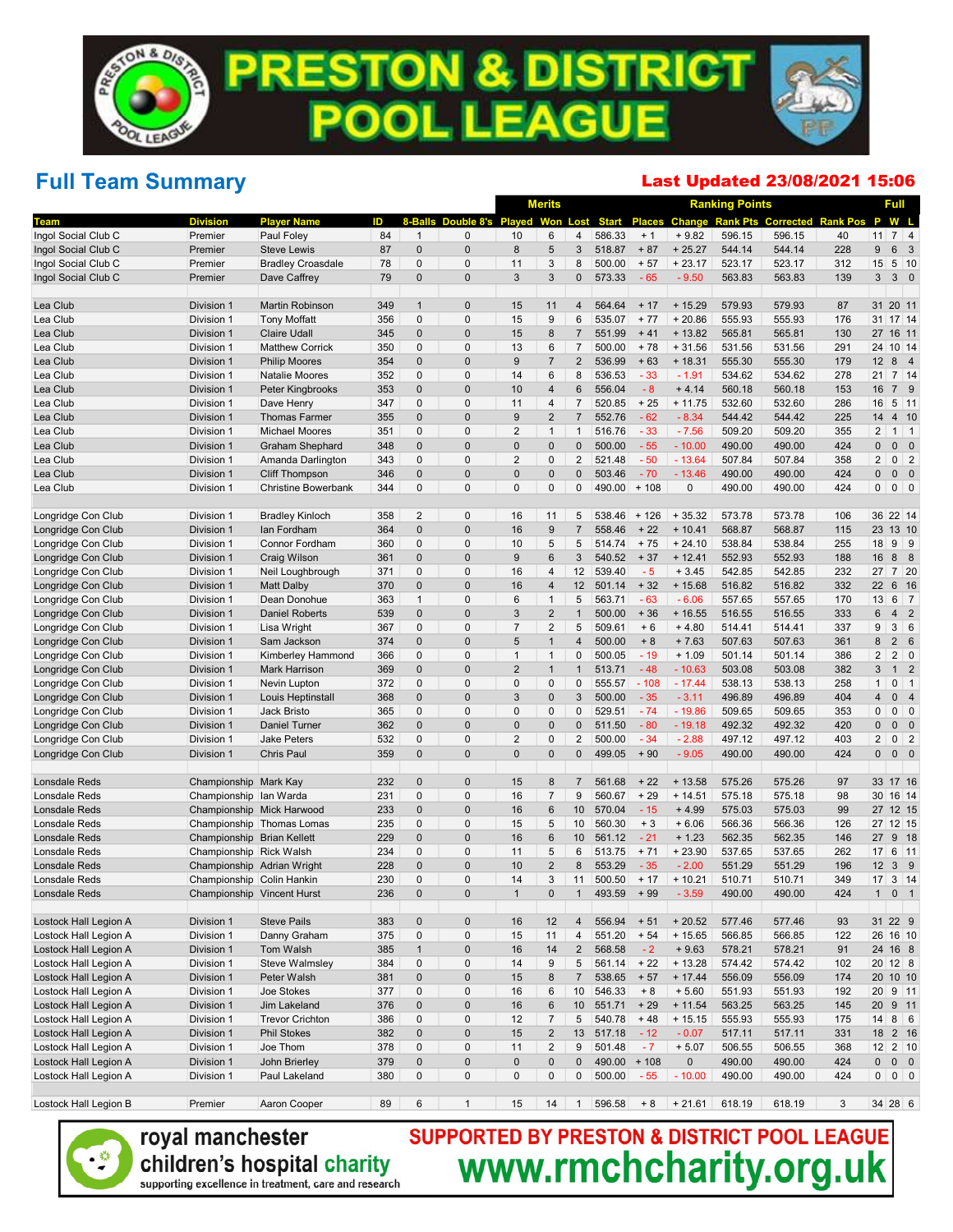# PRESTON & DISTRICT POOL LEAGUE

## Full Team Summary

**Last Updated 23/08/2021 15:06**

| Team | Division | Player Name | ID | 8-Balls | Double 8's | Merits Played | Merits Won | Merits Lost | Ranking Points Start | Ranking Points Places | Ranking Points Change | Ranking Points Rank Pts | Ranking Points Corrected | Ranking Points Rank Pos | Full P | Full W | Full L |
|---|---|---|---|---|---|---|---|---|---|---|---|---|---|---|---|---|---|
| Ingol Social Club C | Premier | Paul Foley | 84 | 1 | 0 | 10 | 6 | 4 | 586.33 | + 1 | + 9.82 | 596.15 | 596.15 | 40 | 11 | 7 | 4 |
| Ingol Social Club C | Premier | Steve Lewis | 87 | 0 | 0 | 8 | 5 | 3 | 518.87 | + 87 | + 25.27 | 544.14 | 544.14 | 228 | 9 | 6 | 3 |
| Ingol Social Club C | Premier | Bradley Croasdale | 78 | 0 | 0 | 11 | 3 | 8 | 500.00 | + 57 | + 23.17 | 523.17 | 523.17 | 312 | 15 | 5 | 10 |
| Ingol Social Club C | Premier | Dave Caffrey | 79 | 0 | 0 | 3 | 3 | 0 | 573.33 | - 65 | - 9.50 | 563.83 | 563.83 | 139 | 3 | 3 | 0 |
| | | | | | | | | | | | | | | | | | |
| Lea Club | Division 1 | Martin Robinson | 349 | 1 | 0 | 15 | 11 | 4 | 564.64 | + 17 | + 15.29 | 579.93 | 579.93 | 87 | 31 | 20 | 11 |
| Lea Club | Division 1 | Tony Moffatt | 356 | 0 | 0 | 15 | 9 | 6 | 535.07 | + 77 | + 20.86 | 555.93 | 555.93 | 176 | 31 | 17 | 14 |
| Lea Club | Division 1 | Claire Udall | 345 | 0 | 0 | 15 | 8 | 7 | 551.99 | + 41 | + 13.82 | 565.81 | 565.81 | 130 | 27 | 16 | 11 |
| Lea Club | Division 1 | Matthew Corrick | 350 | 0 | 0 | 13 | 6 | 7 | 500.00 | + 78 | + 31.56 | 531.56 | 531.56 | 291 | 24 | 10 | 14 |
| Lea Club | Division 1 | Philip Moores | 354 | 0 | 0 | 9 | 7 | 2 | 536.99 | + 63 | + 18.31 | 555.30 | 555.30 | 179 | 12 | 8 | 4 |
| Lea Club | Division 1 | Natalie Moores | 352 | 0 | 0 | 14 | 6 | 8 | 536.53 | - 33 | - 1.91 | 534.62 | 534.62 | 278 | 21 | 7 | 14 |
| Lea Club | Division 1 | Peter Kingbrooks | 353 | 0 | 0 | 10 | 4 | 6 | 556.04 | - 8 | + 4.14 | 560.18 | 560.18 | 153 | 16 | 7 | 9 |
| Lea Club | Division 1 | Dave Henry | 347 | 0 | 0 | 11 | 4 | 7 | 520.85 | + 25 | + 11.75 | 532.60 | 532.60 | 286 | 16 | 5 | 11 |
| Lea Club | Division 1 | Thomas Farmer | 355 | 0 | 0 | 9 | 2 | 7 | 552.76 | - 62 | - 8.34 | 544.42 | 544.42 | 225 | 14 | 4 | 10 |
| Lea Club | Division 1 | Michael Moores | 351 | 0 | 0 | 2 | 1 | 1 | 516.76 | - 33 | - 7.56 | 509.20 | 509.20 | 355 | 2 | 1 | 1 |
| Lea Club | Division 1 | Graham Shephard | 348 | 0 | 0 | 0 | 0 | 0 | 500.00 | - 55 | - 10.00 | 490.00 | 490.00 | 424 | 0 | 0 | 0 |
| Lea Club | Division 1 | Amanda Darlington | 343 | 0 | 0 | 2 | 0 | 2 | 521.48 | - 50 | - 13.64 | 507.84 | 507.84 | 358 | 2 | 0 | 2 |
| Lea Club | Division 1 | Cliff Thompson | 346 | 0 | 0 | 0 | 0 | 0 | 503.46 | - 70 | - 13.46 | 490.00 | 490.00 | 424 | 0 | 0 | 0 |
| Lea Club | Division 1 | Christine Bowerbank | 344 | 0 | 0 | 0 | 0 | 0 | 490.00 | + 108 | 0 | 490.00 | 490.00 | 424 | 0 | 0 | 0 |
| | | | | | | | | | | | | | | | | | |
| Longridge Con Club | Division 1 | Bradley Kinloch | 358 | 2 | 0 | 16 | 11 | 5 | 538.46 | + 126 | + 35.32 | 573.78 | 573.78 | 106 | 36 | 22 | 14 |
| Longridge Con Club | Division 1 | Ian Fordham | 364 | 0 | 0 | 16 | 9 | 7 | 558.46 | + 22 | + 10.41 | 568.87 | 568.87 | 115 | 23 | 13 | 10 |
| Longridge Con Club | Division 1 | Connor Fordham | 360 | 0 | 0 | 10 | 5 | 5 | 514.74 | + 75 | + 24.10 | 538.84 | 538.84 | 255 | 18 | 9 | 9 |
| Longridge Con Club | Division 1 | Craig Wilson | 361 | 0 | 0 | 9 | 6 | 3 | 540.52 | + 37 | + 12.41 | 552.93 | 552.93 | 188 | 16 | 8 | 8 |
| Longridge Con Club | Division 1 | Neil Loughbrough | 371 | 0 | 0 | 16 | 4 | 12 | 539.40 | - 5 | + 3.45 | 542.85 | 542.85 | 232 | 27 | 7 | 20 |
| Longridge Con Club | Division 1 | Matt Dalby | 370 | 0 | 0 | 16 | 4 | 12 | 501.14 | + 32 | + 15.68 | 516.82 | 516.82 | 332 | 22 | 6 | 16 |
| Longridge Con Club | Division 1 | Dean Donohue | 363 | 1 | 0 | 6 | 1 | 5 | 563.71 | - 63 | - 6.06 | 557.65 | 557.65 | 170 | 13 | 6 | 7 |
| Longridge Con Club | Division 1 | Daniel Roberts | 539 | 0 | 0 | 3 | 2 | 1 | 500.00 | + 36 | + 16.55 | 516.55 | 516.55 | 333 | 6 | 4 | 2 |
| Longridge Con Club | Division 1 | Lisa Wright | 367 | 0 | 0 | 7 | 2 | 5 | 509.61 | + 6 | + 4.80 | 514.41 | 514.41 | 337 | 9 | 3 | 6 |
| Longridge Con Club | Division 1 | Sam Jackson | 374 | 0 | 0 | 5 | 1 | 4 | 500.00 | + 8 | + 7.63 | 507.63 | 507.63 | 361 | 8 | 2 | 6 |
| Longridge Con Club | Division 1 | Kimberley Hammond | 366 | 0 | 0 | 1 | 1 | 0 | 500.05 | - 19 | + 1.09 | 501.14 | 501.14 | 386 | 2 | 2 | 0 |
| Longridge Con Club | Division 1 | Mark Harrison | 369 | 0 | 0 | 2 | 1 | 1 | 513.71 | - 48 | - 10.63 | 503.08 | 503.08 | 382 | 3 | 1 | 2 |
| Longridge Con Club | Division 1 | Nevin Lupton | 372 | 0 | 0 | 0 | 0 | 0 | 555.57 | - 108 | - 17.44 | 538.13 | 538.13 | 258 | 1 | 0 | 1 |
| Longridge Con Club | Division 1 | Louis Hepinstall | 368 | 0 | 0 | 3 | 0 | 3 | 500.00 | - 35 | - 3.11 | 496.89 | 496.89 | 404 | 4 | 0 | 4 |
| Longridge Con Club | Division 1 | Jack Bristo | 365 | 0 | 0 | 0 | 0 | 0 | 529.51 | - 74 | - 19.86 | 509.65 | 509.65 | 353 | 0 | 0 | 0 |
| Longridge Con Club | Division 1 | Daniel Turner | 362 | 0 | 0 | 0 | 0 | 0 | 511.50 | - 80 | - 19.18 | 492.32 | 492.32 | 420 | 0 | 0 | 0 |
| Longridge Con Club | Division 1 | Jake Peters | 532 | 0 | 0 | 2 | 0 | 2 | 500.00 | - 34 | - 2.88 | 497.12 | 497.12 | 403 | 2 | 0 | 2 |
| Longridge Con Club | Division 1 | Chris Paul | 359 | 0 | 0 | 0 | 0 | 0 | 499.05 | + 90 | - 9.05 | 490.00 | 490.00 | 424 | 0 | 0 | 0 |
| | | | | | | | | | | | | | | | | | |
| Lonsdale Reds | Championship | Mark Kay | 232 | 0 | 0 | 15 | 8 | 7 | 561.68 | + 22 | + 13.58 | 575.26 | 575.26 | 97 | 33 | 17 | 16 |
| Lonsdale Reds | Championship | Ian Warda | 231 | 0 | 0 | 16 | 7 | 9 | 560.67 | + 29 | + 14.51 | 575.18 | 575.18 | 98 | 30 | 16 | 14 |
| Lonsdale Reds | Championship | Mick Harwood | 233 | 0 | 0 | 16 | 6 | 10 | 570.04 | - 15 | + 4.99 | 575.03 | 575.03 | 99 | 27 | 12 | 15 |
| Lonsdale Reds | Championship | Thomas Lomas | 235 | 0 | 0 | 15 | 5 | 10 | 560.30 | + 3 | + 6.06 | 566.36 | 566.36 | 126 | 27 | 12 | 15 |
| Lonsdale Reds | Championship | Brian Kellett | 229 | 0 | 0 | 16 | 6 | 10 | 561.12 | - 21 | + 1.23 | 562.35 | 562.35 | 146 | 27 | 9 | 18 |
| Lonsdale Reds | Championship | Rick Walsh | 234 | 0 | 0 | 11 | 5 | 6 | 513.75 | + 71 | + 23.90 | 537.65 | 537.65 | 262 | 17 | 6 | 11 |
| Lonsdale Reds | Championship | Adrian Wright | 228 | 0 | 0 | 10 | 2 | 8 | 553.29 | - 35 | - 2.00 | 551.29 | 551.29 | 196 | 12 | 3 | 9 |
| Lonsdale Reds | Championship | Colin Hankin | 230 | 0 | 0 | 14 | 3 | 11 | 500.50 | + 17 | + 10.21 | 510.71 | 510.71 | 349 | 17 | 3 | 14 |
| Lonsdale Reds | Championship | Vincent Hurst | 236 | 0 | 0 | 1 | 0 | 1 | 493.59 | + 99 | - 3.59 | 490.00 | 490.00 | 424 | 1 | 0 | 1 |
| | | | | | | | | | | | | | | | | | |
| Lostock Hall Legion A | Division 1 | Steve Pails | 383 | 0 | 0 | 16 | 12 | 4 | 556.94 | + 51 | + 20.52 | 577.46 | 577.46 | 93 | 31 | 22 | 9 |
| Lostock Hall Legion A | Division 1 | Danny Graham | 375 | 0 | 0 | 15 | 11 | 4 | 551.20 | + 54 | + 15.65 | 566.85 | 566.85 | 122 | 26 | 16 | 10 |
| Lostock Hall Legion A | Division 1 | Tom Walsh | 385 | 1 | 0 | 16 | 14 | 2 | 568.58 | - 2 | + 9.63 | 578.21 | 578.21 | 91 | 24 | 16 | 8 |
| Lostock Hall Legion A | Division 1 | Steve Walmsley | 384 | 0 | 0 | 14 | 9 | 5 | 561.14 | + 22 | + 13.28 | 574.42 | 574.42 | 102 | 20 | 12 | 8 |
| Lostock Hall Legion A | Division 1 | Peter Walsh | 381 | 0 | 0 | 15 | 8 | 7 | 538.65 | + 57 | + 17.44 | 556.09 | 556.09 | 174 | 20 | 10 | 10 |
| Lostock Hall Legion A | Division 1 | Joe Stokes | 377 | 0 | 0 | 16 | 6 | 10 | 546.33 | + 8 | + 5.60 | 551.93 | 551.93 | 192 | 20 | 9 | 11 |
| Lostock Hall Legion A | Division 1 | Jim Lakeland | 376 | 0 | 0 | 16 | 6 | 10 | 551.71 | + 29 | + 11.54 | 563.25 | 563.25 | 145 | 20 | 9 | 11 |
| Lostock Hall Legion A | Division 1 | Trevor Crichton | 386 | 0 | 0 | 12 | 7 | 5 | 540.78 | + 48 | + 15.15 | 555.93 | 555.93 | 175 | 14 | 8 | 6 |
| Lostock Hall Legion A | Division 1 | Phil Stokes | 382 | 0 | 0 | 15 | 2 | 13 | 517.18 | - 12 | - 0.07 | 517.11 | 517.11 | 331 | 18 | 2 | 16 |
| Lostock Hall Legion A | Division 1 | Joe Thom | 378 | 0 | 0 | 11 | 2 | 9 | 501.48 | - 7 | + 5.07 | 506.55 | 506.55 | 368 | 12 | 2 | 10 |
| Lostock Hall Legion A | Division 1 | John Brierley | 379 | 0 | 0 | 0 | 0 | 0 | 490.00 | + 108 | 0 | 490.00 | 490.00 | 424 | 0 | 0 | 0 |
| Lostock Hall Legion A | Division 1 | Paul Lakeland | 380 | 0 | 0 | 0 | 0 | 0 | 500.00 | - 55 | - 10.00 | 490.00 | 490.00 | 424 | 0 | 0 | 0 |
| | | | | | | | | | | | | | | | | | |
| Lostock Hall Legion B | Premier | Aaron Cooper | 89 | 6 | 1 | 15 | 14 | 1 | 596.58 | + 8 | + 21.61 | 618.19 | 618.19 | 3 | 34 | 28 | 6 |

royal manchester children's hospital charity
supporting excellence in treatment, care and research

SUPPORTED BY PRESTON & DISTRICT POOL LEAGUE
www.rmchcharity.org.uk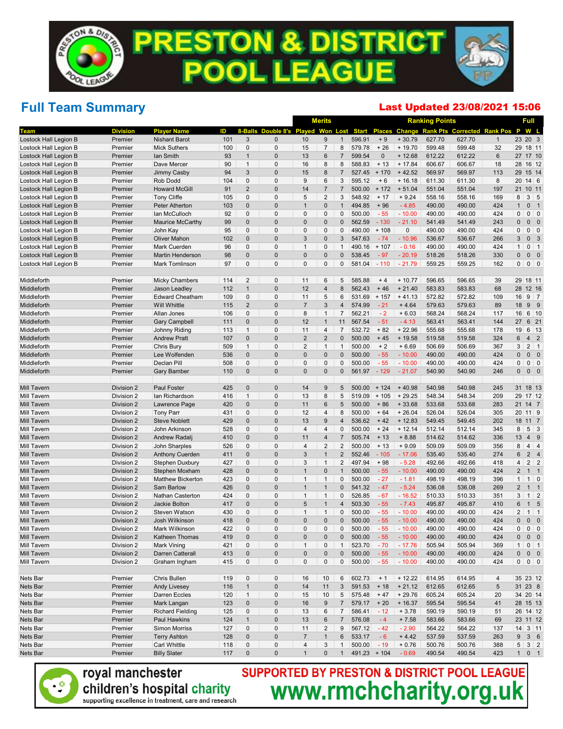# PRESTON & DISTRICT POOL LEAGUE

## Full Team Summary

**Last Updated 23/08/2021 15:06**

| | | | | | | Merits | | | Ranking Points | | | | | | Full | | |
|---|---|---|---|---|---|---|---|---|---|---|---|---|---|---|---|---|---|
| Team | Division | Player Name | ID | 8-Balls | Double 8's | Played | Won | Lost | Start | Places | Change | Rank Pts | Corrected | Rank Pos | P | W | L |
| Lostock Hall Legion B | Premier | Nishant Barot | 101 | 3 | 0 | 10 | 9 | 1 | 596.91 | + 9 | + 30.79 | 627.70 | 627.70 | 1 | 23 | 20 | 3 |
| Lostock Hall Legion B | Premier | Mick Suthers | 100 | 0 | 0 | 15 | 7 | 8 | 579.78 | + 26 | + 19.70 | 599.48 | 599.48 | 32 | 29 | 18 | 11 |
| Lostock Hall Legion B | Premier | Ian Smith | 93 | 1 | 0 | 13 | 6 | 7 | 599.54 | 0 | + 12.68 | 612.22 | 612.22 | 6 | 27 | 17 | 10 |
| Lostock Hall Legion B | Premier | Dave Mercer | 90 | 1 | 0 | 16 | 8 | 8 | 588.83 | + 13 | + 17.84 | 606.67 | 606.67 | 18 | 28 | 16 | 12 |
| Lostock Hall Legion B | Premier | Jimmy Casby | 94 | 3 | 0 | 15 | 8 | 7 | 527.45 | + 170 | + 42.52 | 569.97 | 569.97 | 113 | 29 | 15 | 14 |
| Lostock Hall Legion B | Premier | Rob Dodd | 104 | 0 | 0 | 9 | 6 | 3 | 595.12 | + 6 | + 16.18 | 611.30 | 611.30 | 8 | 20 | 14 | 6 |
| Lostock Hall Legion B | Premier | Howard McGill | 91 | 2 | 0 | 14 | 7 | 7 | 500.00 | + 172 | + 51.04 | 551.04 | 551.04 | 197 | 21 | 10 | 11 |
| Lostock Hall Legion B | Premier | Tony Cliffe | 105 | 0 | 0 | 5 | 2 | 3 | 548.92 | + 17 | + 9.24 | 558.16 | 558.16 | 169 | 8 | 3 | 5 |
| Lostock Hall Legion B | Premier | Peter Atherton | 103 | 0 | 0 | 1 | 0 | 1 | 494.85 | + 96 | - 4.85 | 490.00 | 490.00 | 424 | 1 | 0 | 1 |
| Lostock Hall Legion B | Premier | Ian McCulloch | 92 | 0 | 0 | 0 | 0 | 0 | 500.00 | - 55 | - 10.00 | 490.00 | 490.00 | 424 | 0 | 0 | 0 |
| Lostock Hall Legion B | Premier | Maurice McCarthy | 99 | 0 | 0 | 0 | 0 | 0 | 562.59 | - 130 | - 21.10 | 541.49 | 541.49 | 243 | 0 | 0 | 0 |
| Lostock Hall Legion B | Premier | John Kay | 95 | 0 | 0 | 0 | 0 | 0 | 490.00 | + 108 | 0 | 490.00 | 490.00 | 424 | 0 | 0 | 0 |
| Lostock Hall Legion B | Premier | Oliver Mahon | 102 | 0 | 0 | 3 | 0 | 3 | 547.63 | - 74 | - 10.96 | 536.67 | 536.67 | 266 | 3 | 0 | 3 |
| Lostock Hall Legion B | Premier | Mark Cuerden | 96 | 0 | 0 | 1 | 0 | 1 | 490.16 | + 107 | - 0.16 | 490.00 | 490.00 | 424 | 1 | 0 | 1 |
| Lostock Hall Legion B | Premier | Martin Henderson | 98 | 0 | 0 | 0 | 0 | 0 | 538.45 | - 97 | - 20.19 | 518.26 | 518.26 | 330 | 0 | 0 | 0 |
| Lostock Hall Legion B | Premier | Mark Tomlinson | 97 | 0 | 0 | 0 | 0 | 0 | 581.04 | - 110 | - 21.79 | 559.25 | 559.25 | 162 | 0 | 0 | 0 |
| | | | | | | | | | | | | | | | | | |
| Middleforth | Premier | Micky Chambers | 114 | 2 | 0 | 11 | 6 | 5 | 585.88 | + 4 | + 10.77 | 596.65 | 596.65 | 39 | 29 | 18 | 11 |
| Middleforth | Premier | Jason Leadley | 112 | 1 | 0 | 12 | 4 | 8 | 562.43 | + 46 | + 21.40 | 583.83 | 583.83 | 68 | 28 | 12 | 16 |
| Middleforth | Premier | Edward Cheatham | 109 | 0 | 0 | 11 | 5 | 6 | 531.69 | + 157 | + 41.13 | 572.82 | 572.82 | 109 | 16 | 9 | 7 |
| Middleforth | Premier | Will Whittle | 115 | 2 | 0 | 7 | 3 | 4 | 574.99 | - 21 | + 4.64 | 579.63 | 579.63 | 89 | 18 | 9 | 9 |
| Middleforth | Premier | Allan Jones | 106 | 0 | 0 | 8 | 1 | 7 | 562.21 | - 2 | + 6.03 | 568.24 | 568.24 | 117 | 16 | 6 | 10 |
| Middleforth | Premier | Gary Campbell | 111 | 0 | 0 | 12 | 1 | 11 | 567.54 | - 51 | - 4.13 | 563.41 | 563.41 | 144 | 27 | 6 | 21 |
| Middleforth | Premier | Johnny Riding | 113 | 1 | 0 | 11 | 4 | 7 | 532.72 | + 82 | + 22.96 | 555.68 | 555.68 | 178 | 19 | 6 | 13 |
| Middleforth | Premier | Andrew Pratt | 107 | 0 | 0 | 2 | 2 | 0 | 500.00 | + 45 | + 19.58 | 519.58 | 519.58 | 324 | 6 | 4 | 2 |
| Middleforth | Premier | Chris Bury | 509 | 1 | 0 | 2 | 1 | 1 | 500.00 | + 2 | + 6.69 | 506.69 | 506.69 | 367 | 3 | 2 | 1 |
| Middleforth | Premier | Lee Wolfenden | 536 | 0 | 0 | 0 | 0 | 0 | 500.00 | - 55 | - 10.00 | 490.00 | 490.00 | 424 | 0 | 0 | 0 |
| Middleforth | Premier | Declan Pill | 508 | 0 | 0 | 0 | 0 | 0 | 500.00 | - 55 | - 10.00 | 490.00 | 490.00 | 424 | 0 | 0 | 0 |
| Middleforth | Premier | Gary Bamber | 110 | 0 | 0 | 0 | 0 | 0 | 561.97 | - 129 | - 21.07 | 540.90 | 540.90 | 246 | 0 | 0 | 0 |
| | | | | | | | | | | | | | | | | | |
| Mill Tavern | Division 2 | Paul Foster | 425 | 0 | 0 | 14 | 9 | 5 | 500.00 | + 124 | + 40.98 | 540.98 | 540.98 | 245 | 31 | 18 | 13 |
| Mill Tavern | Division 2 | Ian Richardson | 416 | 1 | 0 | 13 | 8 | 5 | 519.09 | + 105 | + 29.25 | 548.34 | 548.34 | 209 | 29 | 17 | 12 |
| Mill Tavern | Division 2 | Lawrence Page | 420 | 0 | 0 | 11 | 6 | 5 | 500.00 | + 86 | + 33.68 | 533.68 | 533.68 | 283 | 21 | 14 | 7 |
| Mill Tavern | Division 2 | Tony Parr | 431 | 0 | 0 | 12 | 4 | 8 | 500.00 | + 64 | + 26.04 | 526.04 | 526.04 | 305 | 20 | 11 | 9 |
| Mill Tavern | Division 2 | Steve Noblett | 429 | 0 | 0 | 13 | 9 | 4 | 536.62 | + 42 | + 12.83 | 549.45 | 549.45 | 202 | 18 | 11 | 7 |
| Mill Tavern | Division 2 | John Arkinson | 528 | 0 | 0 | 4 | 4 | 0 | 500.00 | + 24 | + 12.14 | 512.14 | 512.14 | 345 | 8 | 5 | 3 |
| Mill Tavern | Division 2 | Andrew Radalj | 410 | 0 | 0 | 11 | 4 | 7 | 505.74 | + 13 | + 8.88 | 514.62 | 514.62 | 336 | 13 | 4 | 9 |
| Mill Tavern | Division 2 | John Sharples | 526 | 0 | 0 | 4 | 2 | 2 | 500.00 | + 13 | + 9.09 | 509.09 | 509.09 | 356 | 8 | 4 | 4 |
| Mill Tavern | Division 2 | Anthony Cuerden | 411 | 0 | 0 | 3 | 1 | 2 | 552.46 | - 105 | - 17.06 | 535.40 | 535.40 | 274 | 6 | 2 | 4 |
| Mill Tavern | Division 2 | Stephen Duxbury | 427 | 0 | 0 | 3 | 1 | 2 | 497.94 | + 98 | - 5.28 | 492.66 | 492.66 | 418 | 4 | 2 | 2 |
| Mill Tavern | Division 2 | Stephen Moxham | 428 | 0 | 0 | 1 | 0 | 1 | 500.00 | - 55 | - 10.00 | 490.00 | 490.00 | 424 | 2 | 1 | 1 |
| Mill Tavern | Division 2 | Matthew Bickerton | 423 | 0 | 0 | 1 | 1 | 0 | 500.00 | - 27 | - 1.81 | 498.19 | 498.19 | 396 | 1 | 1 | 0 |
| Mill Tavern | Division 2 | Sam Barlow | 426 | 0 | 0 | 1 | 1 | 0 | 541.32 | - 47 | - 5.24 | 536.08 | 536.08 | 269 | 2 | 1 | 1 |
| Mill Tavern | Division 2 | Nathan Casterton | 424 | 0 | 0 | 1 | 1 | 0 | 526.85 | - 67 | - 16.52 | 510.33 | 510.33 | 351 | 3 | 1 | 2 |
| Mill Tavern | Division 2 | Jackie Bolton | 417 | 0 | 0 | 5 | 1 | 4 | 503.30 | - 55 | - 7.43 | 495.87 | 495.87 | 410 | 6 | 1 | 5 |
| Mill Tavern | Division 2 | Steven Watson | 430 | 0 | 0 | 1 | 1 | 0 | 500.00 | - 55 | - 10.00 | 490.00 | 490.00 | 424 | 2 | 1 | 1 |
| Mill Tavern | Division 2 | Josh Wilkinson | 418 | 0 | 0 | 0 | 0 | 0 | 500.00 | - 55 | - 10.00 | 490.00 | 490.00 | 424 | 0 | 0 | 0 |
| Mill Tavern | Division 2 | Mark Wilkinson | 422 | 0 | 0 | 0 | 0 | 0 | 500.00 | - 55 | - 10.00 | 490.00 | 490.00 | 424 | 0 | 0 | 0 |
| Mill Tavern | Division 2 | Katheen Thomas | 419 | 0 | 0 | 0 | 0 | 0 | 500.00 | - 55 | - 10.00 | 490.00 | 490.00 | 424 | 0 | 0 | 0 |
| Mill Tavern | Division 2 | Mark Vining | 421 | 0 | 0 | 1 | 0 | 1 | 523.70 | - 70 | - 17.76 | 505.94 | 505.94 | 369 | 1 | 0 | 1 |
| Mill Tavern | Division 2 | Darren Catterall | 413 | 0 | 0 | 0 | 0 | 0 | 500.00 | - 55 | - 10.00 | 490.00 | 490.00 | 424 | 0 | 0 | 0 |
| Mill Tavern | Division 2 | Graham Ingham | 415 | 0 | 0 | 0 | 0 | 0 | 500.00 | - 55 | - 10.00 | 490.00 | 490.00 | 424 | 0 | 0 | 0 |
| | | | | | | | | | | | | | | | | | |
| Nets Bar | Premier | Chris Bullen | 119 | 0 | 0 | 16 | 10 | 6 | 602.73 | + 1 | + 12.22 | 614.95 | 614.95 | 4 | 35 | 23 | 12 |
| Nets Bar | Premier | Andy Livesey | 116 | 1 | 0 | 14 | 11 | 3 | 591.53 | + 18 | + 21.12 | 612.65 | 612.65 | 5 | 31 | 23 | 8 |
| Nets Bar | Premier | Darren Eccles | 120 | 1 | 0 | 15 | 10 | 5 | 575.48 | + 47 | + 29.76 | 605.24 | 605.24 | 20 | 34 | 20 | 14 |
| Nets Bar | Premier | Mark Langan | 123 | 0 | 0 | 16 | 9 | 7 | 579.17 | + 20 | + 16.37 | 595.54 | 595.54 | 41 | 28 | 15 | 13 |
| Nets Bar | Premier | Richard Fielding | 125 | 0 | 0 | 13 | 6 | 7 | 586.41 | - 12 | + 3.78 | 590.19 | 590.19 | 51 | 26 | 14 | 12 |
| Nets Bar | Premier | Paul Hawkins | 124 | 1 | 0 | 13 | 6 | 7 | 576.08 | - 4 | + 7.58 | 583.66 | 583.66 | 69 | 23 | 11 | 12 |
| Nets Bar | Premier | Simon Morriss | 127 | 0 | 0 | 11 | 2 | 9 | 567.12 | - 42 | - 2.90 | 564.22 | 564.22 | 137 | 14 | 3 | 11 |
| Nets Bar | Premier | Terry Ashton | 128 | 0 | 0 | 7 | 1 | 6 | 533.17 | - 6 | + 4.42 | 537.59 | 537.59 | 263 | 9 | 3 | 6 |
| Nets Bar | Premier | Carl Whittle | 118 | 0 | 0 | 4 | 3 | 1 | 500.00 | - 19 | + 0.76 | 500.76 | 500.76 | 388 | 5 | 3 | 2 |
| Nets Bar | Premier | Billy Slater | 117 | 0 | 0 | 1 | 0 | 1 | 491.23 | + 104 | - 0.69 | 490.54 | 490.54 | 423 | 1 | 0 | 1 |

royal manchester children's hospital charity
supporting excellence in treatment, care and research

SUPPORTED BY PRESTON & DISTRICT POOL LEAGUE
www.rmchcharity.org.uk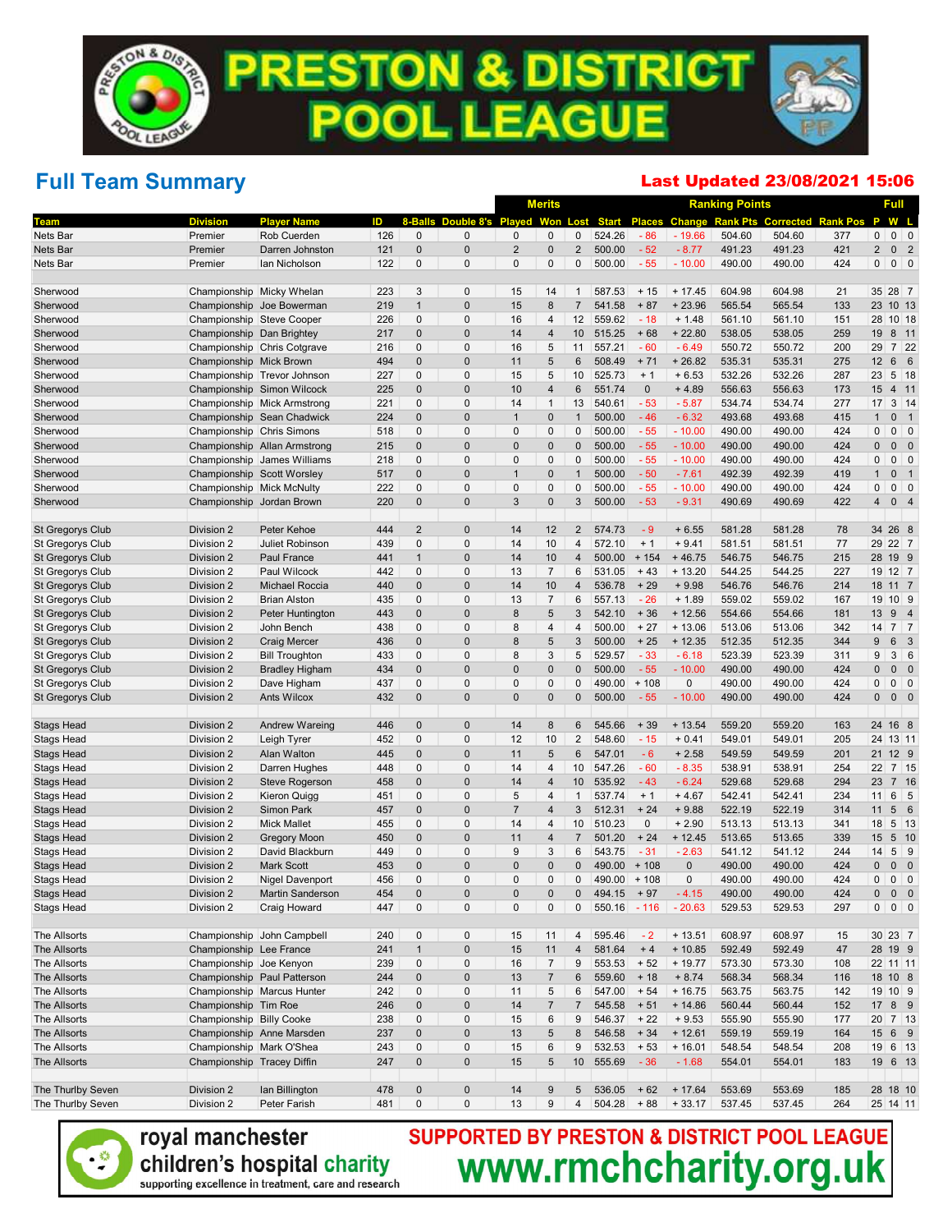# PRESTON & DISTRICT POOL LEAGUE

## Full Team Summary

**Last Updated 23/08/2021 15:06**

| | | | | | | Merits | | | Ranking Points | | | | | | | Full | | |
|---|---|---|---|---|---|---|---|---|---|---|---|---|---|---|---|---|---|---|
| **Team** | **Division** | **Player Name** | **ID** | **8-Balls** | **Double 8's** | **Played** | **Won** | **Lost** | **Start** | **Places** | **Change** | **Rank Pts** | **Corrected** | **Rank Pos** | **P** | **W** | **L** |
| Nets Bar | Premier | Rob Cuerden | 126 | 0 | 0 | 0 | 0 | 0 | 524.26 | - 86 | - 19.66 | 504.60 | 504.60 | 377 | 0 | 0 | 0 |
| Nets Bar | Premier | Darren Johnston | 121 | 0 | 0 | 2 | 0 | 2 | 500.00 | - 52 | - 8.77 | 491.23 | 491.23 | 421 | 2 | 0 | 2 |
| Nets Bar | Premier | Ian Nicholson | 122 | 0 | 0 | 0 | 0 | 0 | 500.00 | - 55 | - 10.00 | 490.00 | 490.00 | 424 | 0 | 0 | 0 |
| | | | | | | | | | | | | | | | | | |
| Sherwood | Championship | Micky Whelan | 223 | 3 | 0 | 15 | 14 | 1 | 587.53 | + 15 | + 17.45 | 604.98 | 604.98 | 21 | 35 | 28 | 7 |
| Sherwood | Championship | Joe Bowerman | 219 | 1 | 0 | 15 | 8 | 7 | 541.58 | + 87 | + 23.96 | 565.54 | 565.54 | 133 | 23 | 10 | 13 |
| Sherwood | Championship | Steve Cooper | 226 | 0 | 0 | 16 | 4 | 12 | 559.62 | - 18 | + 1.48 | 561.10 | 561.10 | 151 | 28 | 10 | 18 |
| Sherwood | Championship | Dan Brightey | 217 | 0 | 0 | 14 | 4 | 10 | 515.25 | + 68 | + 22.80 | 538.05 | 538.05 | 259 | 19 | 8 | 11 |
| Sherwood | Championship | Chris Cotgrave | 216 | 0 | 0 | 16 | 5 | 11 | 557.21 | - 60 | - 6.49 | 550.72 | 550.72 | 200 | 29 | 7 | 22 |
| Sherwood | Championship | Mick Brown | 494 | 0 | 0 | 11 | 5 | 6 | 508.49 | + 71 | + 26.82 | 535.31 | 535.31 | 275 | 12 | 6 | 6 |
| Sherwood | Championship | Trevor Johnson | 227 | 0 | 0 | 15 | 5 | 10 | 525.73 | + 1 | + 6.53 | 532.26 | 532.26 | 287 | 23 | 5 | 18 |
| Sherwood | Championship | Simon Wilcock | 225 | 0 | 0 | 10 | 4 | 6 | 551.74 | 0 | + 4.89 | 556.63 | 556.63 | 173 | 15 | 4 | 11 |
| Sherwood | Championship | Mick Armstrong | 221 | 0 | 0 | 14 | 1 | 13 | 540.61 | - 53 | - 5.87 | 534.74 | 534.74 | 277 | 17 | 3 | 14 |
| Sherwood | Championship | Sean Chadwick | 224 | 0 | 0 | 1 | 0 | 1 | 500.00 | - 46 | - 6.32 | 493.68 | 493.68 | 415 | 1 | 0 | 1 |
| Sherwood | Championship | Chris Simons | 518 | 0 | 0 | 0 | 0 | 0 | 500.00 | - 55 | - 10.00 | 490.00 | 490.00 | 424 | 0 | 0 | 0 |
| Sherwood | Championship | Allan Armstrong | 215 | 0 | 0 | 0 | 0 | 0 | 500.00 | - 55 | - 10.00 | 490.00 | 490.00 | 424 | 0 | 0 | 0 |
| Sherwood | Championship | James Williams | 218 | 0 | 0 | 0 | 0 | 0 | 500.00 | - 55 | - 10.00 | 490.00 | 490.00 | 424 | 0 | 0 | 0 |
| Sherwood | Championship | Scott Worsley | 517 | 0 | 0 | 1 | 0 | 1 | 500.00 | - 50 | - 7.61 | 492.39 | 492.39 | 419 | 1 | 0 | 1 |
| Sherwood | Championship | Mick McNulty | 222 | 0 | 0 | 0 | 0 | 0 | 500.00 | - 55 | - 10.00 | 490.00 | 490.00 | 424 | 0 | 0 | 0 |
| Sherwood | Championship | Jordan Brown | 220 | 0 | 0 | 3 | 0 | 3 | 500.00 | - 53 | - 9.31 | 490.69 | 490.69 | 422 | 4 | 0 | 4 |
| | | | | | | | | | | | | | | | | | |
| St Gregorys Club | Division 2 | Peter Kehoe | 444 | 2 | 0 | 14 | 12 | 2 | 574.73 | - 9 | + 6.55 | 581.28 | 581.28 | 78 | 34 | 26 | 8 |
| St Gregorys Club | Division 2 | Juliet Robinson | 439 | 0 | 0 | 14 | 10 | 4 | 572.10 | + 1 | + 9.41 | 581.51 | 581.51 | 77 | 29 | 22 | 7 |
| St Gregorys Club | Division 2 | Paul France | 441 | 1 | 0 | 14 | 10 | 4 | 500.00 | + 154 | + 46.75 | 546.75 | 546.75 | 215 | 28 | 19 | 9 |
| St Gregorys Club | Division 2 | Paul Wilcock | 442 | 0 | 0 | 13 | 7 | 6 | 531.05 | + 43 | + 13.20 | 544.25 | 544.25 | 227 | 19 | 12 | 7 |
| St Gregorys Club | Division 2 | Michael Roccia | 440 | 0 | 0 | 14 | 10 | 4 | 536.78 | + 29 | + 9.98 | 546.76 | 546.76 | 214 | 18 | 11 | 7 |
| St Gregorys Club | Division 2 | Brian Alston | 435 | 0 | 0 | 13 | 7 | 6 | 557.13 | - 26 | + 1.89 | 559.02 | 559.02 | 167 | 19 | 10 | 9 |
| St Gregorys Club | Division 2 | Peter Huntington | 443 | 0 | 0 | 8 | 5 | 3 | 542.10 | + 36 | + 12.56 | 554.66 | 554.66 | 181 | 13 | 9 | 4 |
| St Gregorys Club | Division 2 | John Bench | 438 | 0 | 0 | 8 | 4 | 4 | 500.00 | + 27 | + 13.06 | 513.06 | 513.06 | 342 | 14 | 7 | 7 |
| St Gregorys Club | Division 2 | Craig Mercer | 436 | 0 | 0 | 8 | 5 | 3 | 500.00 | + 25 | + 12.35 | 512.35 | 512.35 | 344 | 9 | 6 | 3 |
| St Gregorys Club | Division 2 | Bill Troughton | 433 | 0 | 0 | 8 | 3 | 5 | 529.57 | - 33 | - 6.18 | 523.39 | 523.39 | 311 | 9 | 3 | 6 |
| St Gregorys Club | Division 2 | Bradley Higham | 434 | 0 | 0 | 0 | 0 | 0 | 500.00 | - 55 | - 10.00 | 490.00 | 490.00 | 424 | 0 | 0 | 0 |
| St Gregorys Club | Division 2 | Dave Higham | 437 | 0 | 0 | 0 | 0 | 0 | 490.00 | + 108 | 0 | 490.00 | 490.00 | 424 | 0 | 0 | 0 |
| St Gregorys Club | Division 2 | Ants Wilcox | 432 | 0 | 0 | 0 | 0 | 0 | 500.00 | - 55 | - 10.00 | 490.00 | 490.00 | 424 | 0 | 0 | 0 |
| | | | | | | | | | | | | | | | | | |
| Stags Head | Division 2 | Andrew Wareing | 446 | 0 | 0 | 14 | 8 | 6 | 545.66 | + 39 | + 13.54 | 559.20 | 559.20 | 163 | 24 | 16 | 8 |
| Stags Head | Division 2 | Leigh Tyrer | 452 | 0 | 0 | 12 | 10 | 2 | 548.60 | - 15 | + 0.41 | 549.01 | 549.01 | 205 | 24 | 13 | 11 |
| Stags Head | Division 2 | Alan Walton | 445 | 0 | 0 | 11 | 5 | 6 | 547.01 | - 6 | + 2.58 | 549.59 | 549.59 | 201 | 21 | 12 | 9 |
| Stags Head | Division 2 | Darren Hughes | 448 | 0 | 0 | 14 | 4 | 10 | 547.26 | - 60 | - 8.35 | 538.91 | 538.91 | 254 | 22 | 7 | 15 |
| Stags Head | Division 2 | Steve Rogerson | 458 | 0 | 0 | 14 | 4 | 10 | 535.92 | - 43 | - 6.24 | 529.68 | 529.68 | 294 | 23 | 7 | 16 |
| Stags Head | Division 2 | Kieron Quigg | 451 | 0 | 0 | 5 | 4 | 1 | 537.74 | + 1 | + 4.67 | 542.41 | 542.41 | 234 | 11 | 6 | 5 |
| Stags Head | Division 2 | Simon Park | 457 | 0 | 0 | 7 | 4 | 3 | 512.31 | + 24 | + 9.88 | 522.19 | 522.19 | 314 | 11 | 5 | 6 |
| Stags Head | Division 2 | Mick Mallet | 455 | 0 | 0 | 14 | 4 | 10 | 510.23 | 0 | + 2.90 | 513.13 | 513.13 | 341 | 18 | 5 | 13 |
| Stags Head | Division 2 | Gregory Moon | 450 | 0 | 0 | 11 | 4 | 7 | 501.20 | + 24 | + 12.45 | 513.65 | 513.65 | 339 | 15 | 5 | 10 |
| Stags Head | Division 2 | David Blackburn | 449 | 0 | 0 | 9 | 3 | 6 | 543.75 | - 31 | - 2.63 | 541.12 | 541.12 | 244 | 14 | 5 | 9 |
| Stags Head | Division 2 | Mark Scott | 453 | 0 | 0 | 0 | 0 | 0 | 490.00 | + 108 | 0 | 490.00 | 490.00 | 424 | 0 | 0 | 0 |
| Stags Head | Division 2 | Nigel Davenport | 456 | 0 | 0 | 0 | 0 | 0 | 490.00 | + 108 | 0 | 490.00 | 490.00 | 424 | 0 | 0 | 0 |
| Stags Head | Division 2 | Martin Sanderson | 454 | 0 | 0 | 0 | 0 | 0 | 494.15 | + 97 | - 4.15 | 490.00 | 490.00 | 424 | 0 | 0 | 0 |
| Stags Head | Division 2 | Craig Howard | 447 | 0 | 0 | 0 | 0 | 0 | 550.16 | - 116 | - 20.63 | 529.53 | 529.53 | 297 | 0 | 0 | 0 |
| | | | | | | | | | | | | | | | | | |
| The Allsorts | Championship | John Campbell | 240 | 0 | 0 | 15 | 11 | 4 | 595.46 | - 2 | + 13.51 | 608.97 | 608.97 | 15 | 30 | 23 | 7 |
| The Allsorts | Championship | Lee France | 241 | 1 | 0 | 15 | 11 | 4 | 581.64 | + 4 | + 10.85 | 592.49 | 592.49 | 47 | 28 | 19 | 9 |
| The Allsorts | Championship | Joe Kenyon | 239 | 0 | 0 | 16 | 7 | 9 | 553.53 | + 52 | + 19.77 | 573.30 | 573.30 | 108 | 22 | 11 | 11 |
| The Allsorts | Championship | Paul Patterson | 244 | 0 | 0 | 13 | 7 | 6 | 559.60 | + 18 | + 8.74 | 568.34 | 568.34 | 116 | 18 | 10 | 8 |
| The Allsorts | Championship | Marcus Hunter | 242 | 0 | 0 | 11 | 5 | 6 | 547.00 | + 54 | + 16.75 | 563.75 | 563.75 | 142 | 19 | 10 | 9 |
| The Allsorts | Championship | Tim Roe | 246 | 0 | 0 | 14 | 7 | 7 | 545.58 | + 51 | + 14.86 | 560.44 | 560.44 | 152 | 17 | 8 | 9 |
| The Allsorts | Championship | Billy Cooke | 238 | 0 | 0 | 15 | 6 | 9 | 546.37 | + 22 | + 9.53 | 555.90 | 555.90 | 177 | 20 | 7 | 13 |
| The Allsorts | Championship | Anne Marsden | 237 | 0 | 0 | 13 | 5 | 8 | 546.58 | + 34 | + 12.61 | 559.19 | 559.19 | 164 | 15 | 6 | 9 |
| The Allsorts | Championship | Mark O'Shea | 243 | 0 | 0 | 15 | 6 | 9 | 532.53 | + 53 | + 16.01 | 548.54 | 548.54 | 208 | 19 | 6 | 13 |
| The Allsorts | Championship | Tracey Diffin | 247 | 0 | 0 | 15 | 5 | 10 | 555.69 | - 36 | - 1.68 | 554.01 | 554.01 | 183 | 19 | 6 | 13 |
| | | | | | | | | | | | | | | | | | |
| The Thurlby Seven | Division 2 | Ian Billington | 478 | 0 | 0 | 14 | 9 | 5 | 536.05 | + 62 | + 17.64 | 553.69 | 553.69 | 185 | 28 | 18 | 10 |
| The Thurlby Seven | Division 2 | Peter Farish | 481 | 0 | 0 | 13 | 9 | 4 | 504.28 | + 88 | + 33.17 | 537.45 | 537.45 | 264 | 25 | 14 | 11 |

royal manchester children's hospital charity
supporting excellence in treatment, care and research

**SUPPORTED BY PRESTON & DISTRICT POOL LEAGUE**

**www.rmchcharity.org.uk**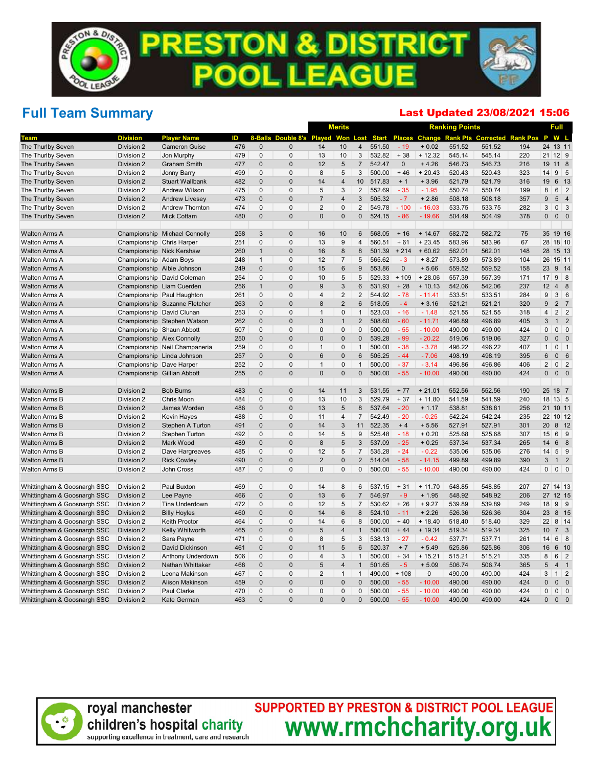# PRESTON & DISTRICT POOL LEAGUE

## Full Team Summary

**Last Updated 23/08/2021 15:06**

| | | | | | | Merits | | | Ranking Points | | | | | | Full | | |
|---|---|---|---|---|---|---|---|---|---|---|---|---|---|---|---|---|---|
| Team | Division | Player Name | ID | 8-Balls | Double 8's | Played | Won | Lost | Start | Places | Change | Rank Pts | Corrected | Rank Pos | P | W | L |
| The Thurlby Seven | Division 2 | Cameron Guise | 476 | 0 | 0 | 14 | 10 | 4 | 551.50 | - 19 | + 0.02 | 551.52 | 551.52 | 194 | 24 | 13 | 11 |
| The Thurlby Seven | Division 2 | Jon Murphy | 479 | 0 | 0 | 13 | 10 | 3 | 532.82 | + 38 | + 12.32 | 545.14 | 545.14 | 220 | 21 | 12 | 9 |
| The Thurlby Seven | Division 2 | Graham Smith | 477 | 0 | 0 | 12 | 5 | 7 | 542.47 | 0 | + 4.26 | 546.73 | 546.73 | 216 | 19 | 11 | 8 |
| The Thurlby Seven | Division 2 | Jonny Barry | 499 | 0 | 0 | 8 | 5 | 3 | 500.00 | + 46 | + 20.43 | 520.43 | 520.43 | 323 | 14 | 9 | 5 |
| The Thurlby Seven | Division 2 | Stuart Wallbank | 482 | 0 | 0 | 14 | 4 | 10 | 517.83 | + 1 | + 3.96 | 521.79 | 521.79 | 316 | 19 | 6 | 13 |
| The Thurlby Seven | Division 2 | Andrew Wilson | 475 | 0 | 0 | 5 | 3 | 2 | 552.69 | - 35 | - 1.95 | 550.74 | 550.74 | 199 | 8 | 6 | 2 |
| The Thurlby Seven | Division 2 | Andrew Livesey | 473 | 0 | 0 | 7 | 4 | 3 | 505.32 | - 7 | + 2.86 | 508.18 | 508.18 | 357 | 9 | 5 | 4 |
| The Thurlby Seven | Division 2 | Andrew Thornton | 474 | 0 | 0 | 2 | 0 | 2 | 549.78 | - 100 | - 16.03 | 533.75 | 533.75 | 282 | 3 | 0 | 3 |
| The Thurlby Seven | Division 2 | Mick Cottam | 480 | 0 | 0 | 0 | 0 | 0 | 524.15 | - 86 | - 19.66 | 504.49 | 504.49 | 378 | 0 | 0 | 0 |
| | | | | | | | | | | | | | | | | | |
| Walton Arms A | Championship | Michael Connolly | 258 | 3 | 0 | 16 | 10 | 6 | 568.05 | + 16 | + 14.67 | 582.72 | 582.72 | 75 | 35 | 19 | 16 |
| Walton Arms A | Championship | Chris Harper | 251 | 0 | 0 | 13 | 9 | 4 | 560.51 | + 61 | + 23.45 | 583.96 | 583.96 | 67 | 28 | 18 | 10 |
| Walton Arms A | Championship | Nick Kershaw | 260 | 1 | 0 | 16 | 8 | 8 | 501.39 | + 214 | + 60.62 | 562.01 | 562.01 | 148 | 28 | 15 | 13 |
| Walton Arms A | Championship | Adam Boys | 248 | 1 | 0 | 12 | 7 | 5 | 565.62 | - 3 | + 8.27 | 573.89 | 573.89 | 104 | 26 | 15 | 11 |
| Walton Arms A | Championship | Albie Johnson | 249 | 0 | 0 | 15 | 6 | 9 | 553.86 | 0 | + 5.66 | 559.52 | 559.52 | 158 | 23 | 9 | 14 |
| Walton Arms A | Championship | David Coleman | 254 | 0 | 0 | 10 | 5 | 5 | 529.33 | + 109 | + 28.06 | 557.39 | 557.39 | 171 | 17 | 9 | 8 |
| Walton Arms A | Championship | Liam Cuerden | 256 | 1 | 0 | 9 | 3 | 6 | 531.93 | + 28 | + 10.13 | 542.06 | 542.06 | 237 | 12 | 4 | 8 |
| Walton Arms A | Championship | Paul Haughton | 261 | 0 | 0 | 4 | 2 | 2 | 544.92 | - 78 | - 11.41 | 533.51 | 533.51 | 284 | 9 | 3 | 6 |
| Walton Arms A | Championship | Suzanne Fletcher | 263 | 0 | 0 | 8 | 2 | 6 | 518.05 | - 4 | + 3.16 | 521.21 | 521.21 | 320 | 9 | 2 | 7 |
| Walton Arms A | Championship | David Clunan | 253 | 0 | 0 | 1 | 0 | 1 | 523.03 | - 16 | - 1.48 | 521.55 | 521.55 | 318 | 4 | 2 | 2 |
| Walton Arms A | Championship | Stephen Watson | 262 | 0 | 0 | 3 | 1 | 2 | 508.60 | - 60 | - 11.71 | 496.89 | 496.89 | 405 | 3 | 1 | 2 |
| Walton Arms A | Championship | Shaun Abbott | 507 | 0 | 0 | 0 | 0 | 0 | 500.00 | - 55 | - 10.00 | 490.00 | 490.00 | 424 | 0 | 0 | 0 |
| Walton Arms A | Championship | Alex Connolly | 250 | 0 | 0 | 0 | 0 | 0 | 539.28 | - 99 | - 20.22 | 519.06 | 519.06 | 327 | 0 | 0 | 0 |
| Walton Arms A | Championship | Neil Champaneria | 259 | 0 | 0 | 1 | 0 | 1 | 500.00 | - 38 | - 3.78 | 496.22 | 496.22 | 407 | 1 | 0 | 1 |
| Walton Arms A | Championship | Linda Johnson | 257 | 0 | 0 | 6 | 0 | 6 | 505.25 | - 44 | - 7.06 | 498.19 | 498.19 | 395 | 6 | 0 | 6 |
| Walton Arms A | Championship | Dave Harper | 252 | 0 | 0 | 1 | 0 | 1 | 500.00 | - 37 | - 3.14 | 496.86 | 496.86 | 406 | 2 | 0 | 2 |
| Walton Arms A | Championship | Gillian Abbott | 255 | 0 | 0 | 0 | 0 | 0 | 500.00 | - 55 | - 10.00 | 490.00 | 490.00 | 424 | 0 | 0 | 0 |
| | | | | | | | | | | | | | | | | | |
| Walton Arms B | Division 2 | Bob Burns | 483 | 0 | 0 | 14 | 11 | 3 | 531.55 | + 77 | + 21.01 | 552.56 | 552.56 | 190 | 25 | 18 | 7 |
| Walton Arms B | Division 2 | Chris Moon | 484 | 0 | 0 | 13 | 10 | 3 | 529.79 | + 37 | + 11.80 | 541.59 | 541.59 | 240 | 18 | 13 | 5 |
| Walton Arms B | Division 2 | James Worden | 486 | 0 | 0 | 13 | 5 | 8 | 537.64 | - 20 | + 1.17 | 538.81 | 538.81 | 256 | 21 | 10 | 11 |
| Walton Arms B | Division 2 | Kevin Hayes | 488 | 0 | 0 | 11 | 4 | 7 | 542.49 | - 20 | - 0.25 | 542.24 | 542.24 | 235 | 22 | 10 | 12 |
| Walton Arms B | Division 2 | Stephen A Turton | 491 | 0 | 0 | 14 | 3 | 11 | 522.35 | + 4 | + 5.56 | 527.91 | 527.91 | 301 | 20 | 8 | 12 |
| Walton Arms B | Division 2 | Stephen Turton | 492 | 0 | 0 | 14 | 5 | 9 | 525.48 | - 18 | + 0.20 | 525.68 | 525.68 | 307 | 15 | 6 | 9 |
| Walton Arms B | Division 2 | Mark Wood | 489 | 0 | 0 | 8 | 5 | 3 | 537.09 | - 25 | + 0.25 | 537.34 | 537.34 | 265 | 14 | 6 | 8 |
| Walton Arms B | Division 2 | Dave Hargreaves | 485 | 0 | 0 | 12 | 5 | 7 | 535.28 | - 24 | - 0.22 | 535.06 | 535.06 | 276 | 14 | 5 | 9 |
| Walton Arms B | Division 2 | Rick Cowley | 490 | 0 | 0 | 2 | 0 | 2 | 514.04 | - 58 | - 14.15 | 499.89 | 499.89 | 390 | 3 | 1 | 2 |
| Walton Arms B | Division 2 | John Cross | 487 | 0 | 0 | 0 | 0 | 0 | 500.00 | - 55 | - 10.00 | 490.00 | 490.00 | 424 | 0 | 0 | 0 |
| | | | | | | | | | | | | | | | | | |
| Whittingham & Goosnargh SSC | Division 2 | Paul Buxton | 469 | 0 | 0 | 14 | 8 | 6 | 537.15 | + 31 | + 11.70 | 548.85 | 548.85 | 207 | 27 | 14 | 13 |
| Whittingham & Goosnargh SSC | Division 2 | Lee Payne | 466 | 0 | 0 | 13 | 6 | 7 | 546.97 | - 9 | + 1.95 | 548.92 | 548.92 | 206 | 27 | 12 | 15 |
| Whittingham & Goosnargh SSC | Division 2 | Tina Underdown | 472 | 0 | 0 | 12 | 5 | 7 | 530.62 | + 26 | + 9.27 | 539.89 | 539.89 | 249 | 18 | 9 | 9 |
| Whittingham & Goosnargh SSC | Division 2 | Billy Hoyles | 460 | 0 | 0 | 14 | 6 | 8 | 524.10 | - 11 | + 2.26 | 526.36 | 526.36 | 304 | 23 | 8 | 15 |
| Whittingham & Goosnargh SSC | Division 2 | Keith Proctor | 464 | 0 | 0 | 14 | 6 | 8 | 500.00 | + 40 | + 18.40 | 518.40 | 518.40 | 329 | 22 | 8 | 14 |
| Whittingham & Goosnargh SSC | Division 2 | Kelly Whitworth | 465 | 0 | 0 | 5 | 4 | 1 | 500.00 | + 44 | + 19.34 | 519.34 | 519.34 | 325 | 10 | 7 | 3 |
| Whittingham & Goosnargh SSC | Division 2 | Sara Payne | 471 | 0 | 0 | 8 | 5 | 3 | 538.13 | - 27 | - 0.42 | 537.71 | 537.71 | 261 | 14 | 6 | 8 |
| Whittingham & Goosnargh SSC | Division 2 | David Dickinson | 461 | 0 | 0 | 11 | 5 | 6 | 520.37 | + 7 | + 5.49 | 525.86 | 525.86 | 306 | 16 | 6 | 10 |
| Whittingham & Goosnargh SSC | Division 2 | Anthony Underdown | 506 | 0 | 0 | 4 | 3 | 1 | 500.00 | + 34 | + 15.21 | 515.21 | 515.21 | 335 | 8 | 6 | 2 |
| Whittingham & Goosnargh SSC | Division 2 | Nathan Whittaker | 468 | 0 | 0 | 5 | 4 | 1 | 501.65 | - 5 | + 5.09 | 506.74 | 506.74 | 365 | 5 | 4 | 1 |
| Whittingham & Goosnargh SSC | Division 2 | Leona Makinson | 467 | 0 | 0 | 2 | 1 | 1 | 490.00 | + 108 | 0 | 490.00 | 490.00 | 424 | 3 | 1 | 2 |
| Whittingham & Goosnargh SSC | Division 2 | Alison Makinson | 459 | 0 | 0 | 0 | 0 | 0 | 500.00 | - 55 | - 10.00 | 490.00 | 490.00 | 424 | 0 | 0 | 0 |
| Whittingham & Goosnargh SSC | Division 2 | Paul Clarke | 470 | 0 | 0 | 0 | 0 | 0 | 500.00 | - 55 | - 10.00 | 490.00 | 490.00 | 424 | 0 | 0 | 0 |
| Whittingham & Goosnargh SSC | Division 2 | Kate German | 463 | 0 | 0 | 0 | 0 | 0 | 500.00 | - 55 | - 10.00 | 490.00 | 490.00 | 424 | 0 | 0 | 0 |

royal manchester children's hospital charity

supporting excellence in treatment, care and research

**SUPPORTED BY PRESTON & DISTRICT POOL LEAGUE**

**www.rmchcharity.org.uk**